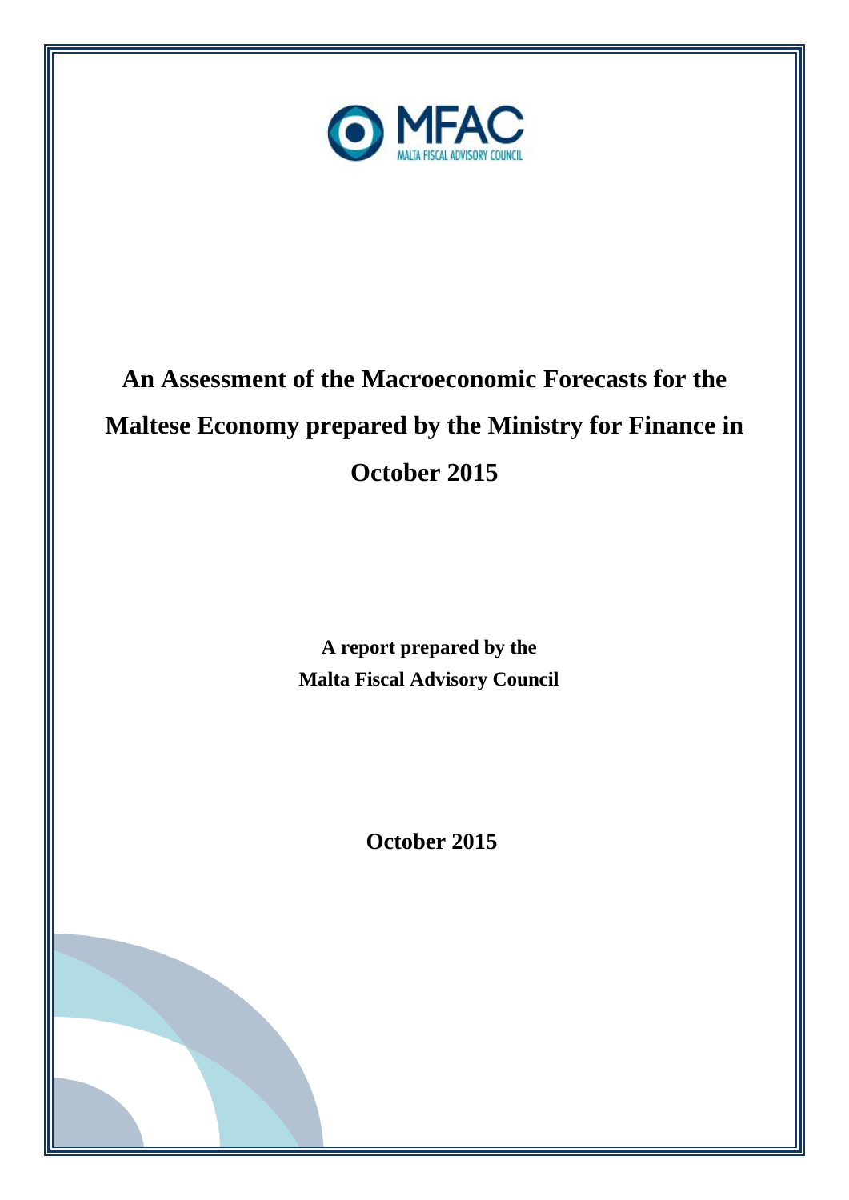MFAC

MALTA FISCAL ADVISORY COUNCIL

# An Assessment of the Macroeconomic Forecasts for the Maltese Economy prepared by the Ministry for Finance in October 2015

**A report prepared by the Malta Fiscal Advisory Council**

**October 2015**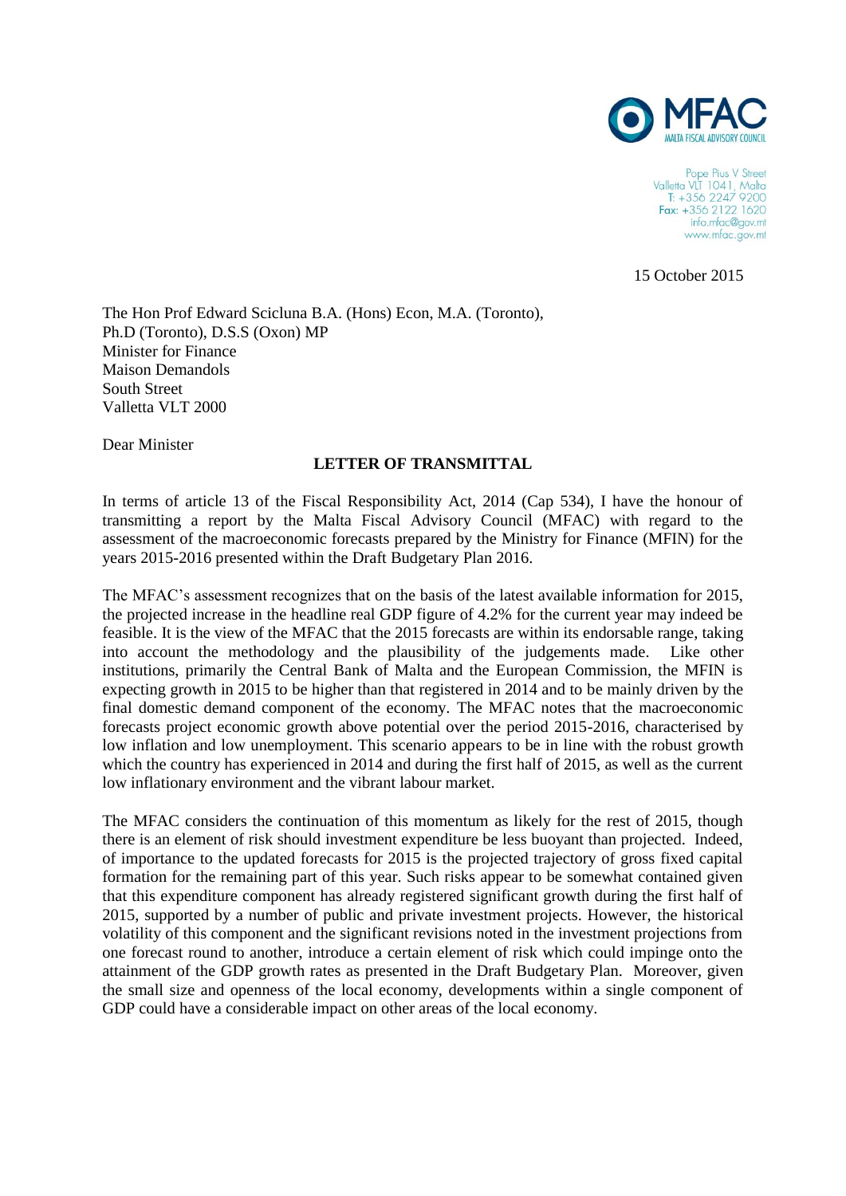MFAC
MALTA FISCAL ADVISORY COUNCIL

Pope Pius V Street
Valletta VLT 1041, Malta
T: +356 2247 9200
Fax: +356 2122 1620
info.mfac@gov.mt
www.mfac.gov.mt

15 October 2015

The Hon Prof Edward Scicluna B.A. (Hons) Econ, M.A. (Toronto), Ph.D (Toronto), D.S.S (Oxon) MP
Minister for Finance
Maison Demandols
South Street
Valletta VLT 2000

Dear Minister

**LETTER OF TRANSMITTAL**

In terms of article 13 of the Fiscal Responsibility Act, 2014 (Cap 534), I have the honour of transmitting a report by the Malta Fiscal Advisory Council (MFAC) with regard to the assessment of the macroeconomic forecasts prepared by the Ministry for Finance (MFIN) for the years 2015-2016 presented within the Draft Budgetary Plan 2016.

The MFAC's assessment recognizes that on the basis of the latest available information for 2015, the projected increase in the headline real GDP figure of 4.2% for the current year may indeed be feasible. It is the view of the MFAC that the 2015 forecasts are within its endorsable range, taking into account the methodology and the plausibility of the judgements made. Like other institutions, primarily the Central Bank of Malta and the European Commission, the MFIN is expecting growth in 2015 to be higher than that registered in 2014 and to be mainly driven by the final domestic demand component of the economy. The MFAC notes that the macroeconomic forecasts project economic growth above potential over the period 2015-2016, characterised by low inflation and low unemployment. This scenario appears to be in line with the robust growth which the country has experienced in 2014 and during the first half of 2015, as well as the current low inflationary environment and the vibrant labour market.

The MFAC considers the continuation of this momentum as likely for the rest of 2015, though there is an element of risk should investment expenditure be less buoyant than projected. Indeed, of importance to the updated forecasts for 2015 is the projected trajectory of gross fixed capital formation for the remaining part of this year. Such risks appear to be somewhat contained given that this expenditure component has already registered significant growth during the first half of 2015, supported by a number of public and private investment projects. However, the historical volatility of this component and the significant revisions noted in the investment projections from one forecast round to another, introduce a certain element of risk which could impinge onto the attainment of the GDP growth rates as presented in the Draft Budgetary Plan. Moreover, given the small size and openness of the local economy, developments within a single component of GDP could have a considerable impact on other areas of the local economy.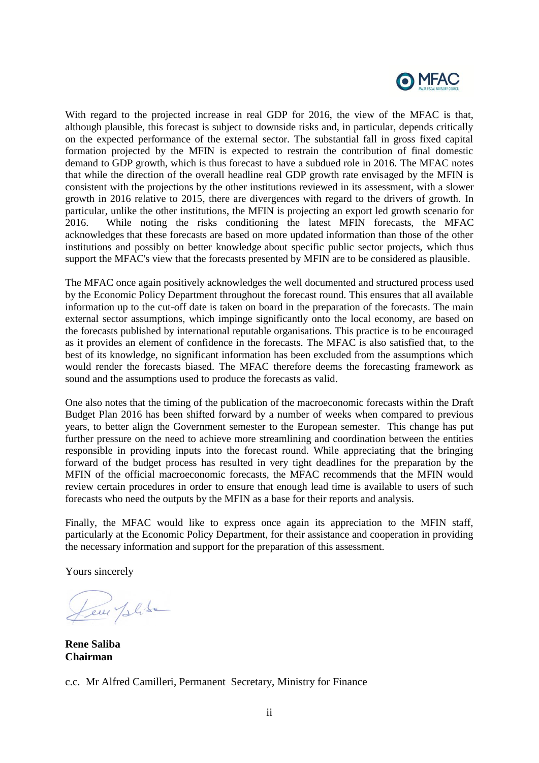With regard to the projected increase in real GDP for 2016, the view of the MFAC is that, although plausible, this forecast is subject to downside risks and, in particular, depends critically on the expected performance of the external sector. The substantial fall in gross fixed capital formation projected by the MFIN is expected to restrain the contribution of final domestic demand to GDP growth, which is thus forecast to have a subdued role in 2016. The MFAC notes that while the direction of the overall headline real GDP growth rate envisaged by the MFIN is consistent with the projections by the other institutions reviewed in its assessment, with a slower growth in 2016 relative to 2015, there are divergences with regard to the drivers of growth. In particular, unlike the other institutions, the MFIN is projecting an export led growth scenario for 2016. While noting the risks conditioning the latest MFIN forecasts, the MFAC acknowledges that these forecasts are based on more updated information than those of the other institutions and possibly on better knowledge about specific public sector projects, which thus support the MFAC's view that the forecasts presented by MFIN are to be considered as plausible.

The MFAC once again positively acknowledges the well documented and structured process used by the Economic Policy Department throughout the forecast round. This ensures that all available information up to the cut-off date is taken on board in the preparation of the forecasts. The main external sector assumptions, which impinge significantly onto the local economy, are based on the forecasts published by international reputable organisations. This practice is to be encouraged as it provides an element of confidence in the forecasts. The MFAC is also satisfied that, to the best of its knowledge, no significant information has been excluded from the assumptions which would render the forecasts biased. The MFAC therefore deems the forecasting framework as sound and the assumptions used to produce the forecasts as valid.

One also notes that the timing of the publication of the macroeconomic forecasts within the Draft Budget Plan 2016 has been shifted forward by a number of weeks when compared to previous years, to better align the Government semester to the European semester. This change has put further pressure on the need to achieve more streamlining and coordination between the entities responsible in providing inputs into the forecast round. While appreciating that the bringing forward of the budget process has resulted in very tight deadlines for the preparation by the MFIN of the official macroeconomic forecasts, the MFAC recommends that the MFIN would review certain procedures in order to ensure that enough lead time is available to users of such forecasts who need the outputs by the MFIN as a base for their reports and analysis.

Finally, the MFAC would like to express once again its appreciation to the MFIN staff, particularly at the Economic Policy Department, for their assistance and cooperation in providing the necessary information and support for the preparation of this assessment.

Yours sincerely

**Rene Saliba**
**Chairman**

c.c. Mr Alfred Camilleri, Permanent Secretary, Ministry for Finance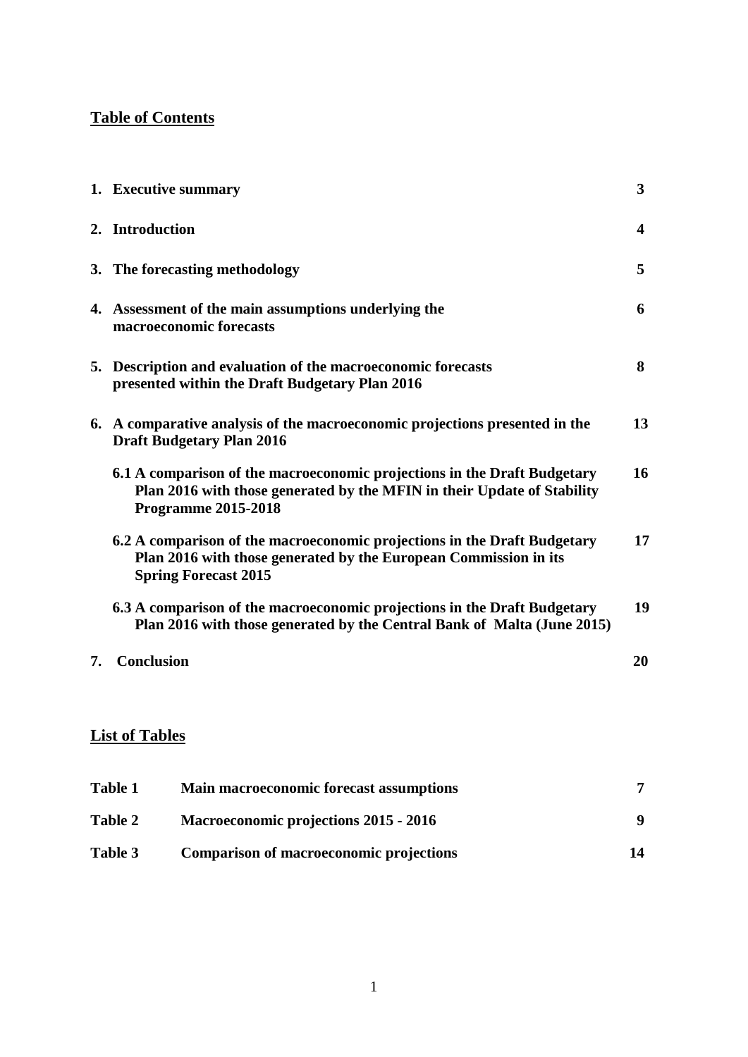## Table of Contents

| | | |
|---|---|---|
| 1. | **Executive summary** | **3** |
| 2. | **Introduction** | **4** |
| 3. | **The forecasting methodology** | **5** |
| 4. | **Assessment of the main assumptions underlying the macroeconomic forecasts** | **6** |
| 5. | **Description and evaluation of the macroeconomic forecasts presented within the Draft Budgetary Plan 2016** | **8** |
| 6. | **A comparative analysis of the macroeconomic projections presented in the Draft Budgetary Plan 2016** | **13** |
| | **6.1 A comparison of the macroeconomic projections in the Draft Budgetary Plan 2016 with those generated by the MFIN in their Update of Stability Programme 2015-2018** | **16** |
| | **6.2 A comparison of the macroeconomic projections in the Draft Budgetary Plan 2016 with those generated by the European Commission in its Spring Forecast 2015** | **17** |
| | **6.3 A comparison of the macroeconomic projections in the Draft Budgetary Plan 2016 with those generated by the Central Bank of Malta (June 2015)** | **19** |
| 7. | **Conclusion** | **20** |

## List of Tables

| | | |
|---|---|---|
| **Table 1** | **Main macroeconomic forecast assumptions** | **7** |
| **Table 2** | **Macroeconomic projections 2015 - 2016** | **9** |
| **Table 3** | **Comparison of macroeconomic projections** | **14** |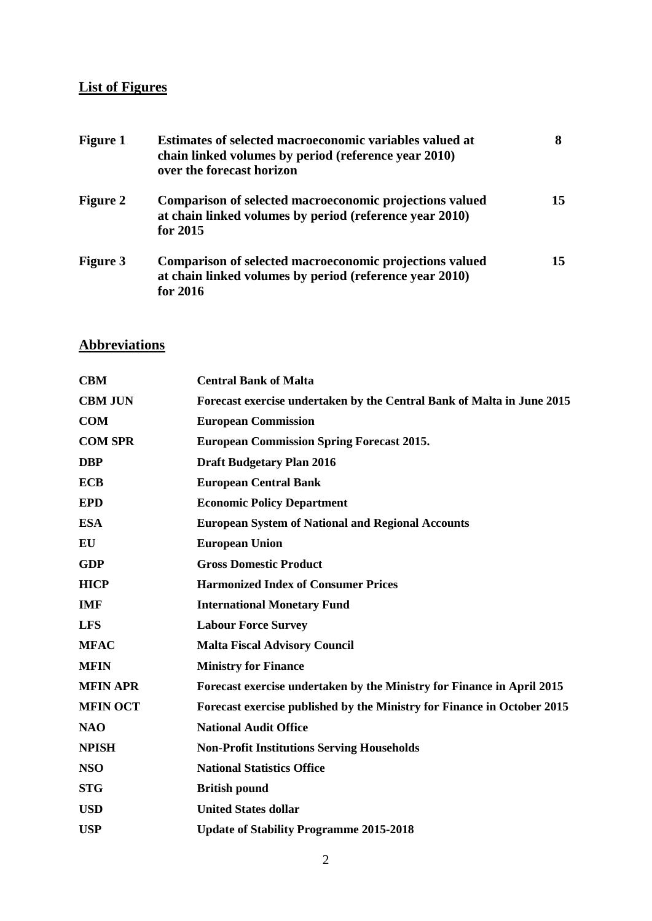## List of Figures

| | | |
|---|---|---|
| **Figure 1** | **Estimates of selected macroeconomic variables valued at chain linked volumes by period (reference year 2010) over the forecast horizon** | **8** |
| **Figure 2** | **Comparison of selected macroeconomic projections valued at chain linked volumes by period (reference year 2010) for 2015** | **15** |
| **Figure 3** | **Comparison of selected macroeconomic projections valued at chain linked volumes by period (reference year 2010) for 2016** | **15** |

## Abbreviations

| | |
|---|---|
| **CBM** | **Central Bank of Malta** |
| **CBM JUN** | **Forecast exercise undertaken by the Central Bank of Malta in June 2015** |
| **COM** | **European Commission** |
| **COM SPR** | **European Commission Spring Forecast 2015.** |
| **DBP** | **Draft Budgetary Plan 2016** |
| **ECB** | **European Central Bank** |
| **EPD** | **Economic Policy Department** |
| **ESA** | **European System of National and Regional Accounts** |
| **EU** | **European Union** |
| **GDP** | **Gross Domestic Product** |
| **HICP** | **Harmonized Index of Consumer Prices** |
| **IMF** | **International Monetary Fund** |
| **LFS** | **Labour Force Survey** |
| **MFAC** | **Malta Fiscal Advisory Council** |
| **MFIN** | **Ministry for Finance** |
| **MFIN APR** | **Forecast exercise undertaken by the Ministry for Finance in April 2015** |
| **MFIN OCT** | **Forecast exercise published by the Ministry for Finance in October 2015** |
| **NAO** | **National Audit Office** |
| **NPISH** | **Non-Profit Institutions Serving Households** |
| **NSO** | **National Statistics Office** |
| **STG** | **British pound** |
| **USD** | **United States dollar** |
| **USP** | **Update of Stability Programme 2015-2018** |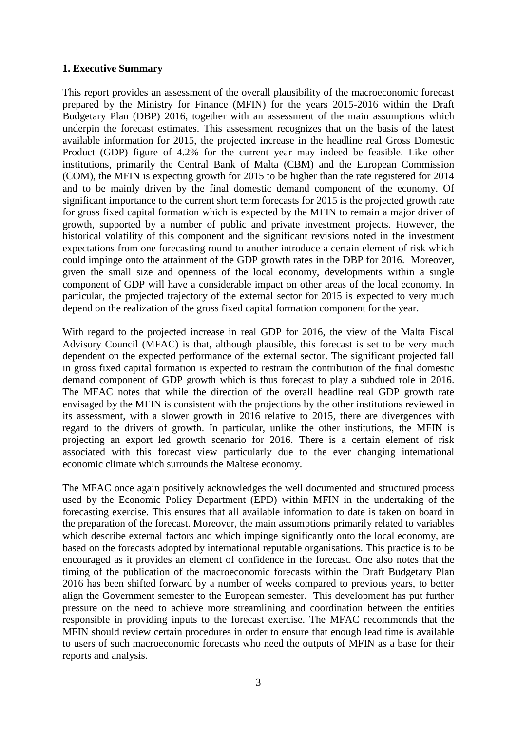# 1. Executive Summary

This report provides an assessment of the overall plausibility of the macroeconomic forecast prepared by the Ministry for Finance (MFIN) for the years 2015-2016 within the Draft Budgetary Plan (DBP) 2016, together with an assessment of the main assumptions which underpin the forecast estimates. This assessment recognizes that on the basis of the latest available information for 2015, the projected increase in the headline real Gross Domestic Product (GDP) figure of 4.2% for the current year may indeed be feasible. Like other institutions, primarily the Central Bank of Malta (CBM) and the European Commission (COM), the MFIN is expecting growth for 2015 to be higher than the rate registered for 2014 and to be mainly driven by the final domestic demand component of the economy. Of significant importance to the current short term forecasts for 2015 is the projected growth rate for gross fixed capital formation which is expected by the MFIN to remain a major driver of growth, supported by a number of public and private investment projects. However, the historical volatility of this component and the significant revisions noted in the investment expectations from one forecasting round to another introduce a certain element of risk which could impinge onto the attainment of the GDP growth rates in the DBP for 2016. Moreover, given the small size and openness of the local economy, developments within a single component of GDP will have a considerable impact on other areas of the local economy. In particular, the projected trajectory of the external sector for 2015 is expected to very much depend on the realization of the gross fixed capital formation component for the year.

With regard to the projected increase in real GDP for 2016, the view of the Malta Fiscal Advisory Council (MFAC) is that, although plausible, this forecast is set to be very much dependent on the expected performance of the external sector. The significant projected fall in gross fixed capital formation is expected to restrain the contribution of the final domestic demand component of GDP growth which is thus forecast to play a subdued role in 2016. The MFAC notes that while the direction of the overall headline real GDP growth rate envisaged by the MFIN is consistent with the projections by the other institutions reviewed in its assessment, with a slower growth in 2016 relative to 2015, there are divergences with regard to the drivers of growth. In particular, unlike the other institutions, the MFIN is projecting an export led growth scenario for 2016. There is a certain element of risk associated with this forecast view particularly due to the ever changing international economic climate which surrounds the Maltese economy.

The MFAC once again positively acknowledges the well documented and structured process used by the Economic Policy Department (EPD) within MFIN in the undertaking of the forecasting exercise. This ensures that all available information to date is taken on board in the preparation of the forecast. Moreover, the main assumptions primarily related to variables which describe external factors and which impinge significantly onto the local economy, are based on the forecasts adopted by international reputable organisations. This practice is to be encouraged as it provides an element of confidence in the forecast. One also notes that the timing of the publication of the macroeconomic forecasts within the Draft Budgetary Plan 2016 has been shifted forward by a number of weeks compared to previous years, to better align the Government semester to the European semester. This development has put further pressure on the need to achieve more streamlining and coordination between the entities responsible in providing inputs to the forecast exercise. The MFAC recommends that the MFIN should review certain procedures in order to ensure that enough lead time is available to users of such macroeconomic forecasts who need the outputs of MFIN as a base for their reports and analysis.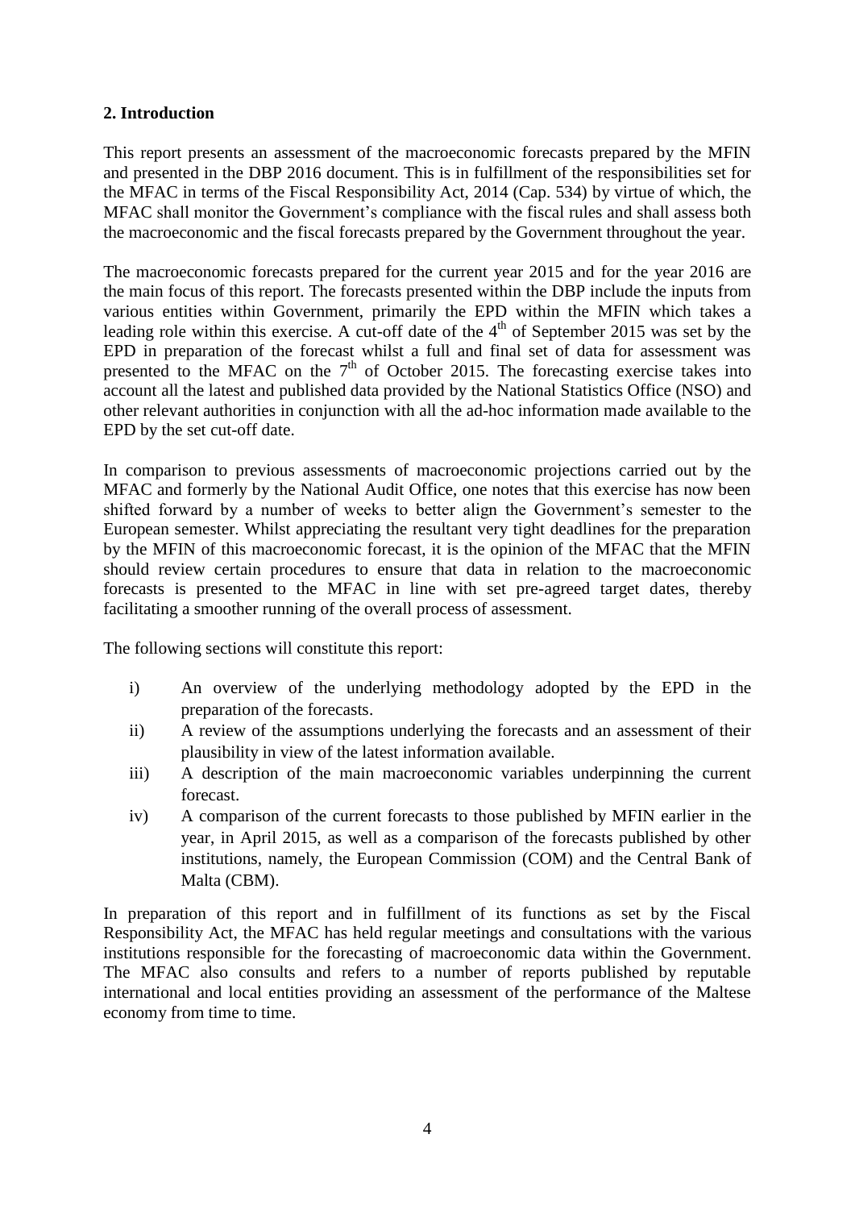## 2. Introduction

This report presents an assessment of the macroeconomic forecasts prepared by the MFIN and presented in the DBP 2016 document. This is in fulfillment of the responsibilities set for the MFAC in terms of the Fiscal Responsibility Act, 2014 (Cap. 534) by virtue of which, the MFAC shall monitor the Government's compliance with the fiscal rules and shall assess both the macroeconomic and the fiscal forecasts prepared by the Government throughout the year.

The macroeconomic forecasts prepared for the current year 2015 and for the year 2016 are the main focus of this report. The forecasts presented within the DBP include the inputs from various entities within Government, primarily the EPD within the MFIN which takes a leading role within this exercise. A cut-off date of the 4th of September 2015 was set by the EPD in preparation of the forecast whilst a full and final set of data for assessment was presented to the MFAC on the 7th of October 2015. The forecasting exercise takes into account all the latest and published data provided by the National Statistics Office (NSO) and other relevant authorities in conjunction with all the ad-hoc information made available to the EPD by the set cut-off date.

In comparison to previous assessments of macroeconomic projections carried out by the MFAC and formerly by the National Audit Office, one notes that this exercise has now been shifted forward by a number of weeks to better align the Government's semester to the European semester. Whilst appreciating the resultant very tight deadlines for the preparation by the MFIN of this macroeconomic forecast, it is the opinion of the MFAC that the MFIN should review certain procedures to ensure that data in relation to the macroeconomic forecasts is presented to the MFAC in line with set pre-agreed target dates, thereby facilitating a smoother running of the overall process of assessment.

The following sections will constitute this report:

i) An overview of the underlying methodology adopted by the EPD in the preparation of the forecasts.

ii) A review of the assumptions underlying the forecasts and an assessment of their plausibility in view of the latest information available.

iii) A description of the main macroeconomic variables underpinning the current forecast.

iv) A comparison of the current forecasts to those published by MFIN earlier in the year, in April 2015, as well as a comparison of the forecasts published by other institutions, namely, the European Commission (COM) and the Central Bank of Malta (CBM).

In preparation of this report and in fulfillment of its functions as set by the Fiscal Responsibility Act, the MFAC has held regular meetings and consultations with the various institutions responsible for the forecasting of macroeconomic data within the Government. The MFAC also consults and refers to a number of reports published by reputable international and local entities providing an assessment of the performance of the Maltese economy from time to time.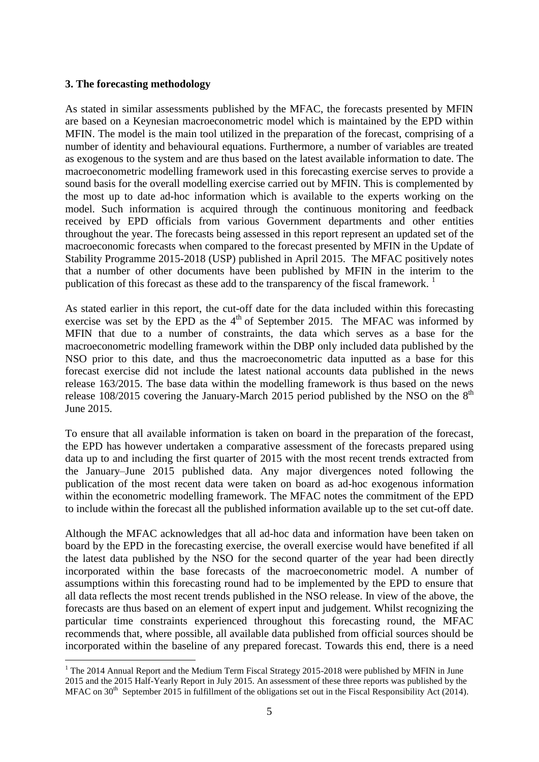### 3. The forecasting methodology

As stated in similar assessments published by the MFAC, the forecasts presented by MFIN are based on a Keynesian macroeconometric model which is maintained by the EPD within MFIN. The model is the main tool utilized in the preparation of the forecast, comprising of a number of identity and behavioural equations. Furthermore, a number of variables are treated as exogenous to the system and are thus based on the latest available information to date. The macroeconometric modelling framework used in this forecasting exercise serves to provide a sound basis for the overall modelling exercise carried out by MFIN. This is complemented by the most up to date ad-hoc information which is available to the experts working on the model. Such information is acquired through the continuous monitoring and feedback received by EPD officials from various Government departments and other entities throughout the year. The forecasts being assessed in this report represent an updated set of the macroeconomic forecasts when compared to the forecast presented by MFIN in the Update of Stability Programme 2015-2018 (USP) published in April 2015. The MFAC positively notes that a number of other documents have been published by MFIN in the interim to the publication of this forecast as these add to the transparency of the fiscal framework. [1]

As stated earlier in this report, the cut-off date for the data included within this forecasting exercise was set by the EPD as the 4th of September 2015. The MFAC was informed by MFIN that due to a number of constraints, the data which serves as a base for the macroeconometric modelling framework within the DBP only included data published by the NSO prior to this date, and thus the macroeconometric data inputted as a base for this forecast exercise did not include the latest national accounts data published in the news release 163/2015. The base data within the modelling framework is thus based on the news release 108/2015 covering the January-March 2015 period published by the NSO on the 8th June 2015.

To ensure that all available information is taken on board in the preparation of the forecast, the EPD has however undertaken a comparative assessment of the forecasts prepared using data up to and including the first quarter of 2015 with the most recent trends extracted from the January–June 2015 published data. Any major divergences noted following the publication of the most recent data were taken on board as ad-hoc exogenous information within the econometric modelling framework. The MFAC notes the commitment of the EPD to include within the forecast all the published information available up to the set cut-off date.

Although the MFAC acknowledges that all ad-hoc data and information have been taken on board by the EPD in the forecasting exercise, the overall exercise would have benefited if all the latest data published by the NSO for the second quarter of the year had been directly incorporated within the base forecasts of the macroeconometric model. A number of assumptions within this forecasting round had to be implemented by the EPD to ensure that all data reflects the most recent trends published in the NSO release. In view of the above, the forecasts are thus based on an element of expert input and judgement. Whilst recognizing the particular time constraints experienced throughout this forecasting round, the MFAC recommends that, where possible, all available data published from official sources should be incorporated within the baseline of any prepared forecast. Towards this end, there is a need

[1] The 2014 Annual Report and the Medium Term Fiscal Strategy 2015-2018 were published by MFIN in June 2015 and the 2015 Half-Yearly Report in July 2015. An assessment of these three reports was published by the MFAC on 30th September 2015 in fulfillment of the obligations set out in the Fiscal Responsibility Act (2014).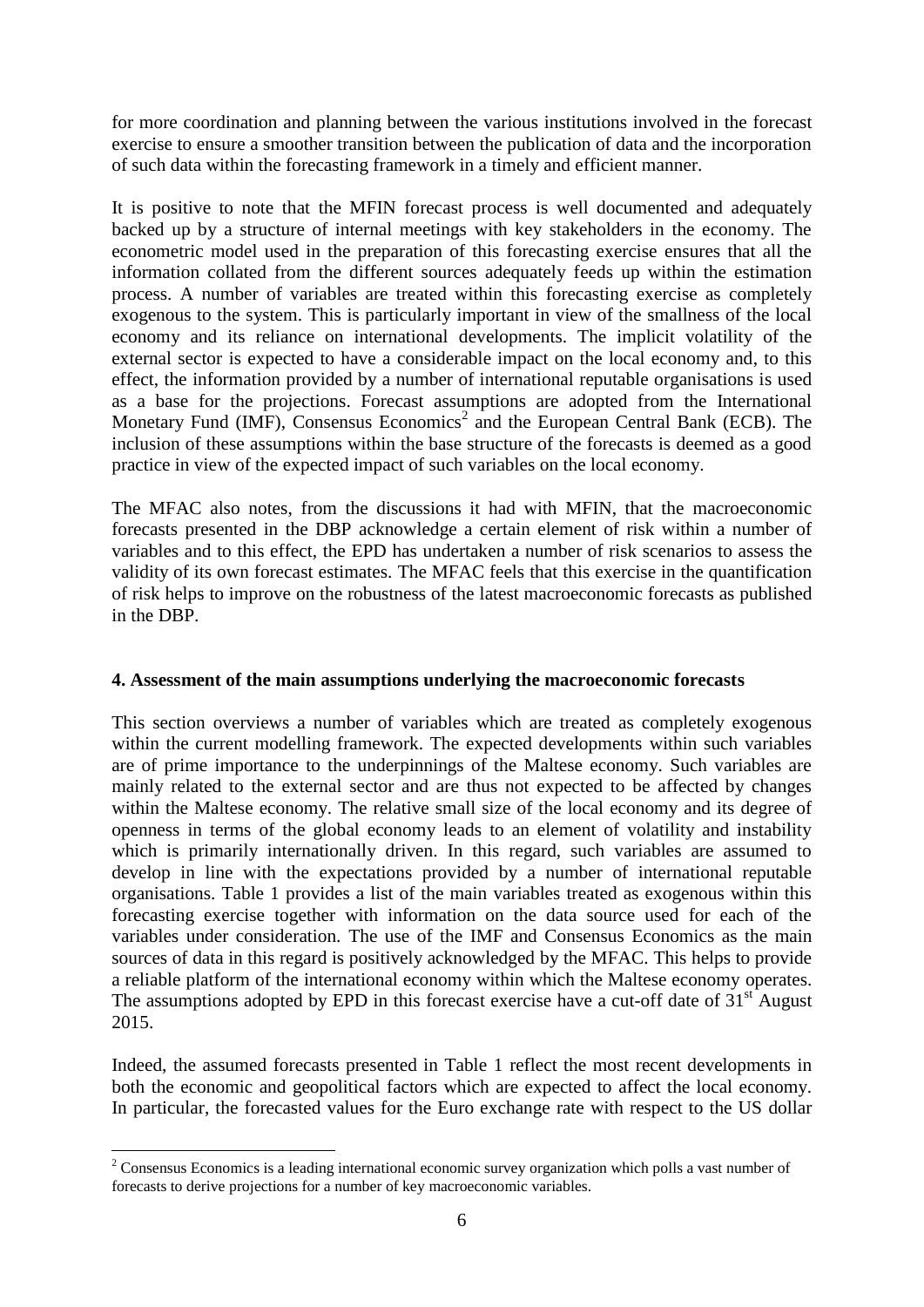for more coordination and planning between the various institutions involved in the forecast exercise to ensure a smoother transition between the publication of data and the incorporation of such data within the forecasting framework in a timely and efficient manner.

It is positive to note that the MFIN forecast process is well documented and adequately backed up by a structure of internal meetings with key stakeholders in the economy. The econometric model used in the preparation of this forecasting exercise ensures that all the information collated from the different sources adequately feeds up within the estimation process. A number of variables are treated within this forecasting exercise as completely exogenous to the system. This is particularly important in view of the smallness of the local economy and its reliance on international developments. The implicit volatility of the external sector is expected to have a considerable impact on the local economy and, to this effect, the information provided by a number of international reputable organisations is used as a base for the projections. Forecast assumptions are adopted from the International Monetary Fund (IMF), Consensus Economics[2] and the European Central Bank (ECB). The inclusion of these assumptions within the base structure of the forecasts is deemed as a good practice in view of the expected impact of such variables on the local economy.

The MFAC also notes, from the discussions it had with MFIN, that the macroeconomic forecasts presented in the DBP acknowledge a certain element of risk within a number of variables and to this effect, the EPD has undertaken a number of risk scenarios to assess the validity of its own forecast estimates. The MFAC feels that this exercise in the quantification of risk helps to improve on the robustness of the latest macroeconomic forecasts as published in the DBP.

## 4. Assessment of the main assumptions underlying the macroeconomic forecasts

This section overviews a number of variables which are treated as completely exogenous within the current modelling framework. The expected developments within such variables are of prime importance to the underpinnings of the Maltese economy. Such variables are mainly related to the external sector and are thus not expected to be affected by changes within the Maltese economy. The relative small size of the local economy and its degree of openness in terms of the global economy leads to an element of volatility and instability which is primarily internationally driven. In this regard, such variables are assumed to develop in line with the expectations provided by a number of international reputable organisations. Table 1 provides a list of the main variables treated as exogenous within this forecasting exercise together with information on the data source used for each of the variables under consideration. The use of the IMF and Consensus Economics as the main sources of data in this regard is positively acknowledged by the MFAC. This helps to provide a reliable platform of the international economy within which the Maltese economy operates. The assumptions adopted by EPD in this forecast exercise have a cut-off date of 31st August 2015.

Indeed, the assumed forecasts presented in Table 1 reflect the most recent developments in both the economic and geopolitical factors which are expected to affect the local economy. In particular, the forecasted values for the Euro exchange rate with respect to the US dollar

[2] Consensus Economics is a leading international economic survey organization which polls a vast number of forecasts to derive projections for a number of key macroeconomic variables.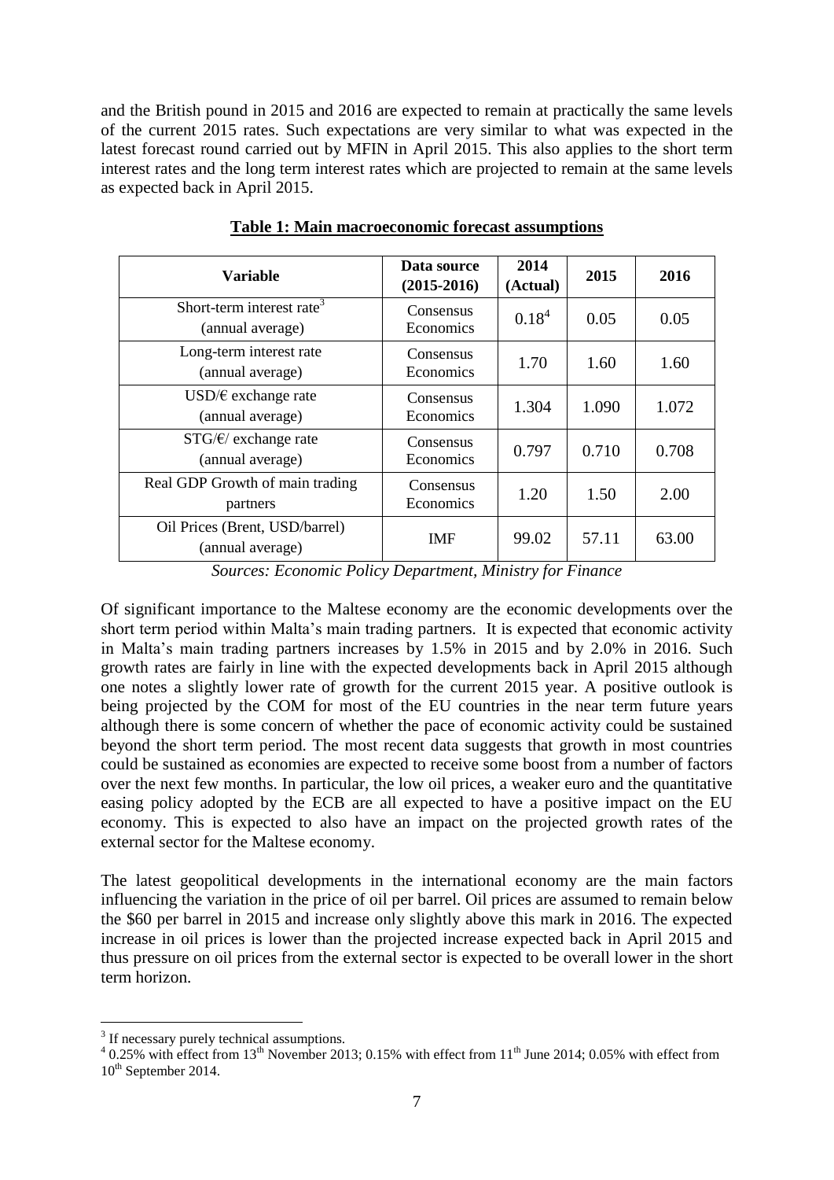and the British pound in 2015 and 2016 are expected to remain at practically the same levels of the current 2015 rates. Such expectations are very similar to what was expected in the latest forecast round carried out by MFIN in April 2015. This also applies to the short term interest rates and the long term interest rates which are projected to remain at the same levels as expected back in April 2015.

**Table 1: Main macroeconomic forecast assumptions**

| Variable | Data source (2015-2016) | 2014 (Actual) | 2015 | 2016 |
|---|---|---|---|---|
| Short-term interest rate[3] (annual average) | Consensus Economics | 0.18[4] | 0.05 | 0.05 |
| Long-term interest rate (annual average) | Consensus Economics | 1.70 | 1.60 | 1.60 |
| USD/€ exchange rate (annual average) | Consensus Economics | 1.304 | 1.090 | 1.072 |
| STG/€/ exchange rate (annual average) | Consensus Economics | 0.797 | 0.710 | 0.708 |
| Real GDP Growth of main trading partners | Consensus Economics | 1.20 | 1.50 | 2.00 |
| Oil Prices (Brent, USD/barrel) (annual average) | IMF | 99.02 | 57.11 | 63.00 |

*Sources: Economic Policy Department, Ministry for Finance*

Of significant importance to the Maltese economy are the economic developments over the short term period within Malta's main trading partners. It is expected that economic activity in Malta's main trading partners increases by 1.5% in 2015 and by 2.0% in 2016. Such growth rates are fairly in line with the expected developments back in April 2015 although one notes a slightly lower rate of growth for the current 2015 year. A positive outlook is being projected by the COM for most of the EU countries in the near term future years although there is some concern of whether the pace of economic activity could be sustained beyond the short term period. The most recent data suggests that growth in most countries could be sustained as economies are expected to receive some boost from a number of factors over the next few months. In particular, the low oil prices, a weaker euro and the quantitative easing policy adopted by the ECB are all expected to have a positive impact on the EU economy. This is expected to also have an impact on the projected growth rates of the external sector for the Maltese economy.

The latest geopolitical developments in the international economy are the main factors influencing the variation in the price of oil per barrel. Oil prices are assumed to remain below the \$60 per barrel in 2015 and increase only slightly above this mark in 2016. The expected increase in oil prices is lower than the projected increase expected back in April 2015 and thus pressure on oil prices from the external sector is expected to be overall lower in the short term horizon.

---

[3] If necessary purely technical assumptions.

[4] 0.25% with effect from 13th November 2013; 0.15% with effect from 11th June 2014; 0.05% with effect from 10th September 2014.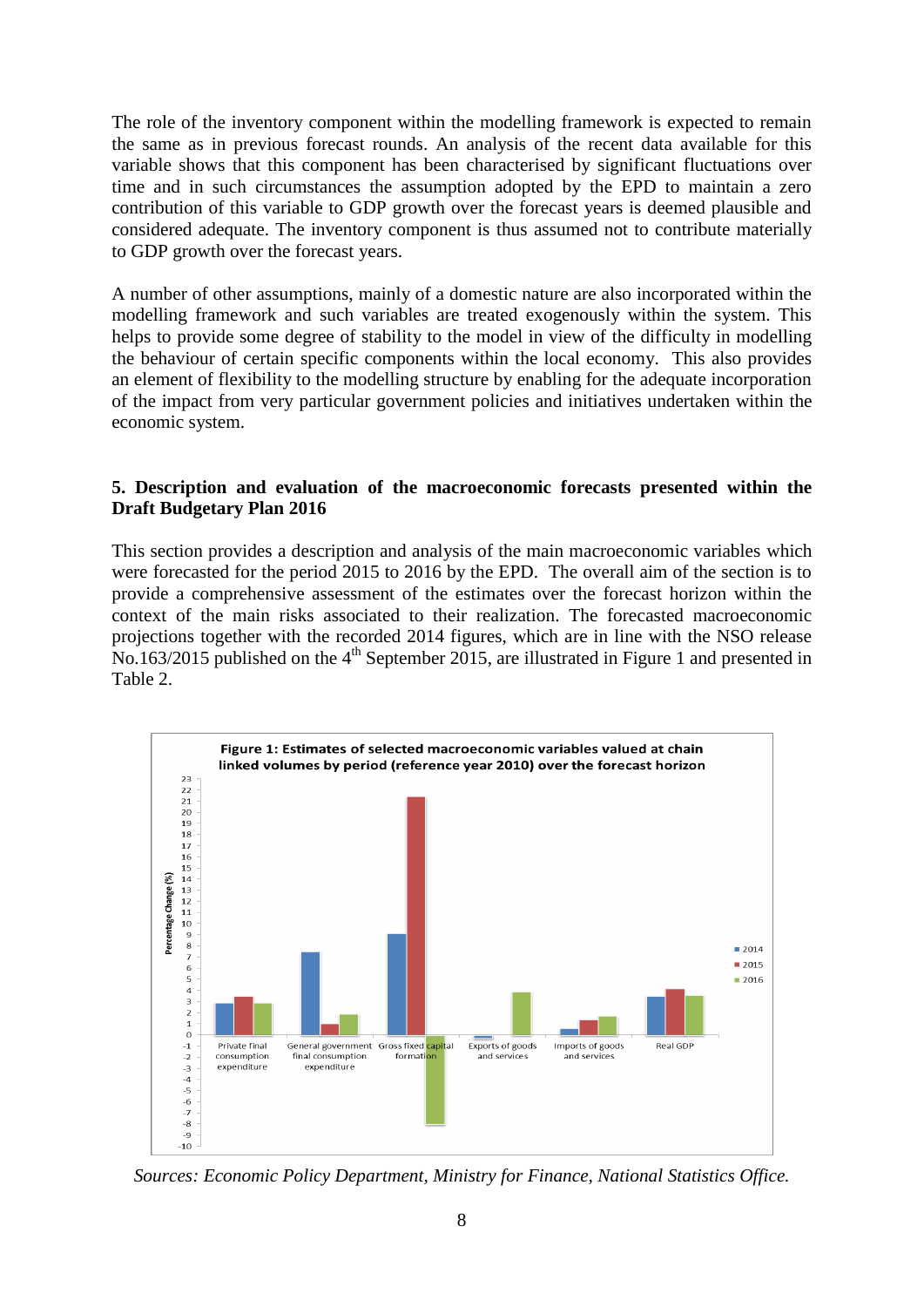The role of the inventory component within the modelling framework is expected to remain the same as in previous forecast rounds. An analysis of the recent data available for this variable shows that this component has been characterised by significant fluctuations over time and in such circumstances the assumption adopted by the EPD to maintain a zero contribution of this variable to GDP growth over the forecast years is deemed plausible and considered adequate. The inventory component is thus assumed not to contribute materially to GDP growth over the forecast years.

A number of other assumptions, mainly of a domestic nature are also incorporated within the modelling framework and such variables are treated exogenously within the system. This helps to provide some degree of stability to the model in view of the difficulty in modelling the behaviour of certain specific components within the local economy. This also provides an element of flexibility to the modelling structure by enabling for the adequate incorporation of the impact from very particular government policies and initiatives undertaken within the economic system.

## 5. Description and evaluation of the macroeconomic forecasts presented within the Draft Budgetary Plan 2016

This section provides a description and analysis of the main macroeconomic variables which were forecasted for the period 2015 to 2016 by the EPD. The overall aim of the section is to provide a comprehensive assessment of the estimates over the forecast horizon within the context of the main risks associated to their realization. The forecasted macroeconomic projections together with the recorded 2014 figures, which are in line with the NSO release No.163/2015 published on the 4th September 2015, are illustrated in Figure 1 and presented in Table 2.

**Figure 1: Estimates of selected macroeconomic variables valued at chain linked volumes by period (reference year 2010) over the forecast horizon**

*Sources: Economic Policy Department, Ministry for Finance, National Statistics Office.*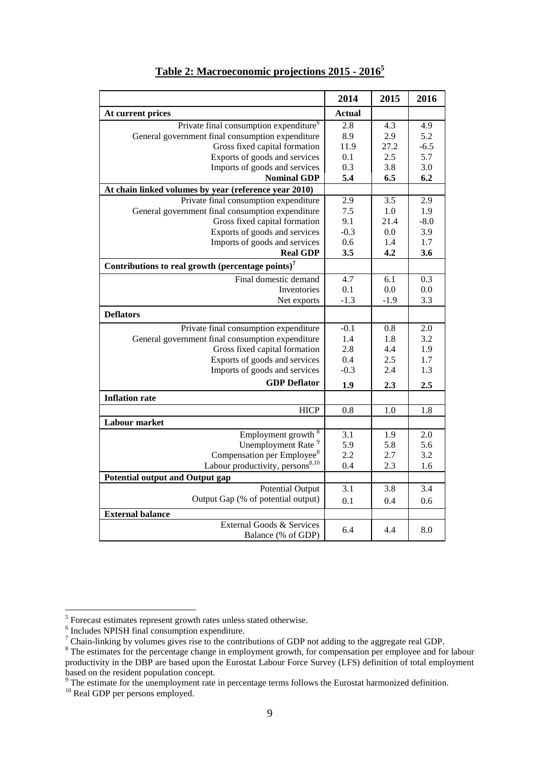## Table 2: Macroeconomic projections 2015 - 2016[5]

| | 2014 | 2015 | 2016 |
|---|---|---|---|
| **At current prices** | **Actual** | | |
| Private final consumption expenditure[6] | 2.8 | 4.3 | 4.9 |
| General government final consumption expenditure | 8.9 | 2.9 | 5.2 |
| Gross fixed capital formation | 11.9 | 27.2 | -6.5 |
| Exports of goods and services | 0.1 | 2.5 | 5.7 |
| Imports of goods and services | 0.3 | 3.8 | 3.0 |
| **Nominal GDP** | **5.4** | **6.5** | **6.2** |
| **At chain linked volumes by year (reference year 2010)** | | | |
| Private final consumption expenditure | 2.9 | 3.5 | 2.9 |
| General government final consumption expenditure | 7.5 | 1.0 | 1.9 |
| Gross fixed capital formation | 9.1 | 21.4 | -8.0 |
| Exports of goods and services | -0.3 | 0.0 | 3.9 |
| Imports of goods and services | 0.6 | 1.4 | 1.7 |
| **Real GDP** | **3.5** | **4.2** | **3.6** |
| **Contributions to real growth (percentage points)[7]** | | | |
| Final domestic demand | 4.7 | 6.1 | 0.3 |
| Inventories | 0.1 | 0.0 | 0.0 |
| Net exports | -1.3 | -1.9 | 3.3 |
| **Deflators** | | | |
| Private final consumption expenditure | -0.1 | 0.8 | 2.0 |
| General government final consumption expenditure | 1.4 | 1.8 | 3.2 |
| Gross fixed capital formation | 2.8 | 4.4 | 1.9 |
| Exports of goods and services | 0.4 | 2.5 | 1.7 |
| Imports of goods and services | -0.3 | 2.4 | 1.3 |
| **GDP Deflator** | **1.9** | **2.3** | **2.5** |
| **Inflation rate** | | | |
| HICP | 0.8 | 1.0 | 1.8 |
| **Labour market** | | | |
| Employment growth [8] | 3.1 | 1.9 | 2.0 |
| Unemployment Rate [9] | 5.9 | 5.8 | 5.6 |
| Compensation per Employee[8] | 2.2 | 2.7 | 3.2 |
| Labour productivity, persons[8,10] | 0.4 | 2.3 | 1.6 |
| **Potential output and Output gap** | | | |
| Potential Output | 3.1 | 3.8 | 3.4 |
| Output Gap (% of potential output) | 0.1 | 0.4 | 0.6 |
| **External balance** | | | |
| External Goods & Services Balance (% of GDP) | 6.4 | 4.4 | 8.0 |

[5] Forecast estimates represent growth rates unless stated otherwise.
[6] Includes NPISH final consumption expenditure.
[7] Chain-linking by volumes gives rise to the contributions of GDP not adding to the aggregate real GDP.
[8] The estimates for the percentage change in employment growth, for compensation per employee and for labour productivity in the DBP are based upon the Eurostat Labour Force Survey (LFS) definition of total employment based on the resident population concept.
[9] The estimate for the unemployment rate in percentage terms follows the Eurostat harmonized definition.
[10] Real GDP per persons employed.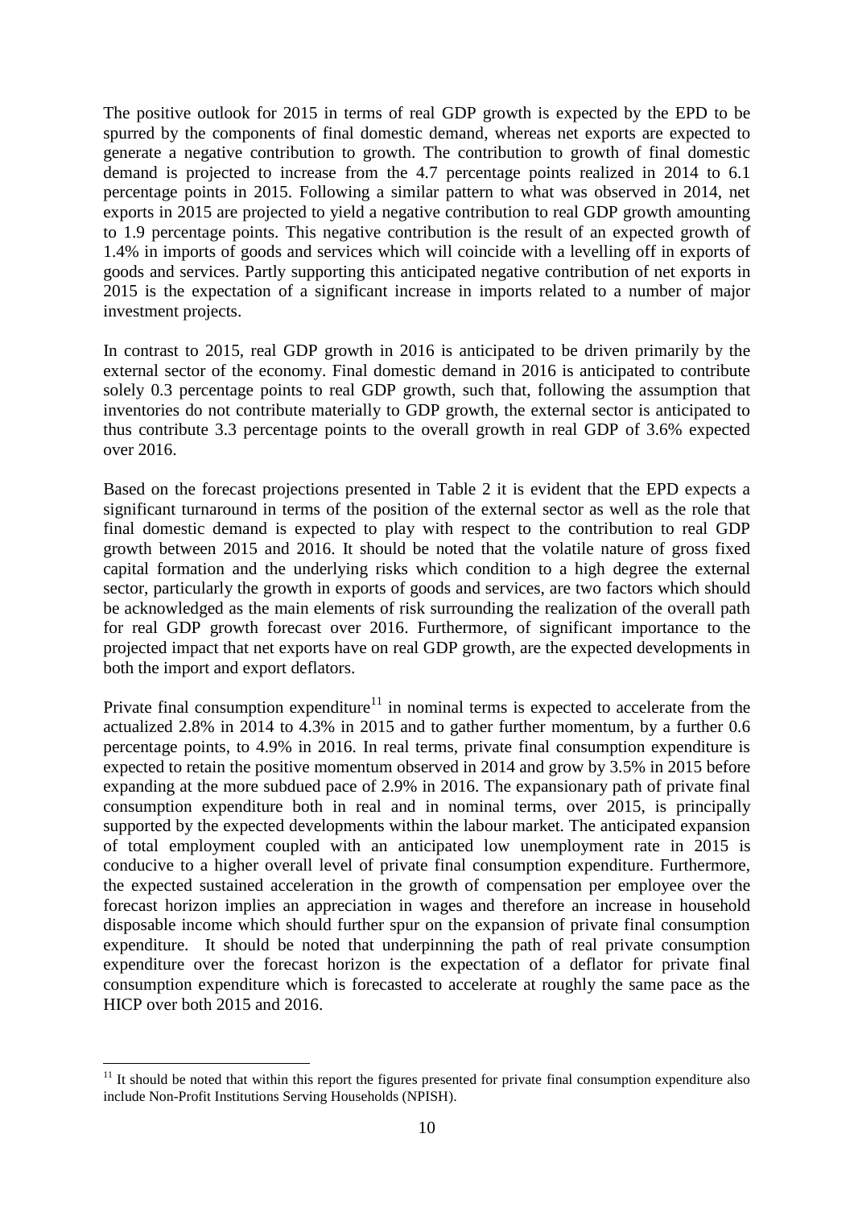The positive outlook for 2015 in terms of real GDP growth is expected by the EPD to be spurred by the components of final domestic demand, whereas net exports are expected to generate a negative contribution to growth. The contribution to growth of final domestic demand is projected to increase from the 4.7 percentage points realized in 2014 to 6.1 percentage points in 2015. Following a similar pattern to what was observed in 2014, net exports in 2015 are projected to yield a negative contribution to real GDP growth amounting to 1.9 percentage points. This negative contribution is the result of an expected growth of 1.4% in imports of goods and services which will coincide with a levelling off in exports of goods and services. Partly supporting this anticipated negative contribution of net exports in 2015 is the expectation of a significant increase in imports related to a number of major investment projects.

In contrast to 2015, real GDP growth in 2016 is anticipated to be driven primarily by the external sector of the economy. Final domestic demand in 2016 is anticipated to contribute solely 0.3 percentage points to real GDP growth, such that, following the assumption that inventories do not contribute materially to GDP growth, the external sector is anticipated to thus contribute 3.3 percentage points to the overall growth in real GDP of 3.6% expected over 2016.

Based on the forecast projections presented in Table 2 it is evident that the EPD expects a significant turnaround in terms of the position of the external sector as well as the role that final domestic demand is expected to play with respect to the contribution to real GDP growth between 2015 and 2016. It should be noted that the volatile nature of gross fixed capital formation and the underlying risks which condition to a high degree the external sector, particularly the growth in exports of goods and services, are two factors which should be acknowledged as the main elements of risk surrounding the realization of the overall path for real GDP growth forecast over 2016. Furthermore, of significant importance to the projected impact that net exports have on real GDP growth, are the expected developments in both the import and export deflators.

Private final consumption expenditure[11] in nominal terms is expected to accelerate from the actualized 2.8% in 2014 to 4.3% in 2015 and to gather further momentum, by a further 0.6 percentage points, to 4.9% in 2016. In real terms, private final consumption expenditure is expected to retain the positive momentum observed in 2014 and grow by 3.5% in 2015 before expanding at the more subdued pace of 2.9% in 2016. The expansionary path of private final consumption expenditure both in real and in nominal terms, over 2015, is principally supported by the expected developments within the labour market. The anticipated expansion of total employment coupled with an anticipated low unemployment rate in 2015 is conducive to a higher overall level of private final consumption expenditure. Furthermore, the expected sustained acceleration in the growth of compensation per employee over the forecast horizon implies an appreciation in wages and therefore an increase in household disposable income which should further spur on the expansion of private final consumption expenditure. It should be noted that underpinning the path of real private consumption expenditure over the forecast horizon is the expectation of a deflator for private final consumption expenditure which is forecasted to accelerate at roughly the same pace as the HICP over both 2015 and 2016.

[11] It should be noted that within this report the figures presented for private final consumption expenditure also include Non-Profit Institutions Serving Households (NPISH).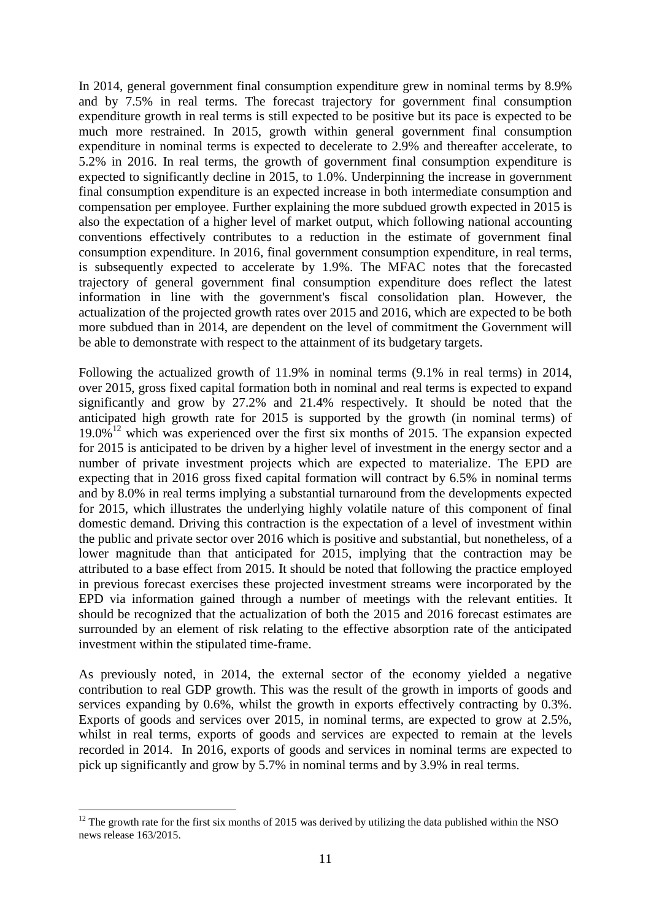In 2014, general government final consumption expenditure grew in nominal terms by 8.9% and by 7.5% in real terms. The forecast trajectory for government final consumption expenditure growth in real terms is still expected to be positive but its pace is expected to be much more restrained. In 2015, growth within general government final consumption expenditure in nominal terms is expected to decelerate to 2.9% and thereafter accelerate, to 5.2% in 2016. In real terms, the growth of government final consumption expenditure is expected to significantly decline in 2015, to 1.0%. Underpinning the increase in government final consumption expenditure is an expected increase in both intermediate consumption and compensation per employee. Further explaining the more subdued growth expected in 2015 is also the expectation of a higher level of market output, which following national accounting conventions effectively contributes to a reduction in the estimate of government final consumption expenditure. In 2016, final government consumption expenditure, in real terms, is subsequently expected to accelerate by 1.9%. The MFAC notes that the forecasted trajectory of general government final consumption expenditure does reflect the latest information in line with the government's fiscal consolidation plan. However, the actualization of the projected growth rates over 2015 and 2016, which are expected to be both more subdued than in 2014, are dependent on the level of commitment the Government will be able to demonstrate with respect to the attainment of its budgetary targets.

Following the actualized growth of 11.9% in nominal terms (9.1% in real terms) in 2014, over 2015, gross fixed capital formation both in nominal and real terms is expected to expand significantly and grow by 27.2% and 21.4% respectively. It should be noted that the anticipated high growth rate for 2015 is supported by the growth (in nominal terms) of 19.0%[12] which was experienced over the first six months of 2015. The expansion expected for 2015 is anticipated to be driven by a higher level of investment in the energy sector and a number of private investment projects which are expected to materialize. The EPD are expecting that in 2016 gross fixed capital formation will contract by 6.5% in nominal terms and by 8.0% in real terms implying a substantial turnaround from the developments expected for 2015, which illustrates the underlying highly volatile nature of this component of final domestic demand. Driving this contraction is the expectation of a level of investment within the public and private sector over 2016 which is positive and substantial, but nonetheless, of a lower magnitude than that anticipated for 2015, implying that the contraction may be attributed to a base effect from 2015. It should be noted that following the practice employed in previous forecast exercises these projected investment streams were incorporated by the EPD via information gained through a number of meetings with the relevant entities. It should be recognized that the actualization of both the 2015 and 2016 forecast estimates are surrounded by an element of risk relating to the effective absorption rate of the anticipated investment within the stipulated time-frame.

As previously noted, in 2014, the external sector of the economy yielded a negative contribution to real GDP growth. This was the result of the growth in imports of goods and services expanding by 0.6%, whilst the growth in exports effectively contracting by 0.3%. Exports of goods and services over 2015, in nominal terms, are expected to grow at 2.5%, whilst in real terms, exports of goods and services are expected to remain at the levels recorded in 2014. In 2016, exports of goods and services in nominal terms are expected to pick up significantly and grow by 5.7% in nominal terms and by 3.9% in real terms.

[12] The growth rate for the first six months of 2015 was derived by utilizing the data published within the NSO news release 163/2015.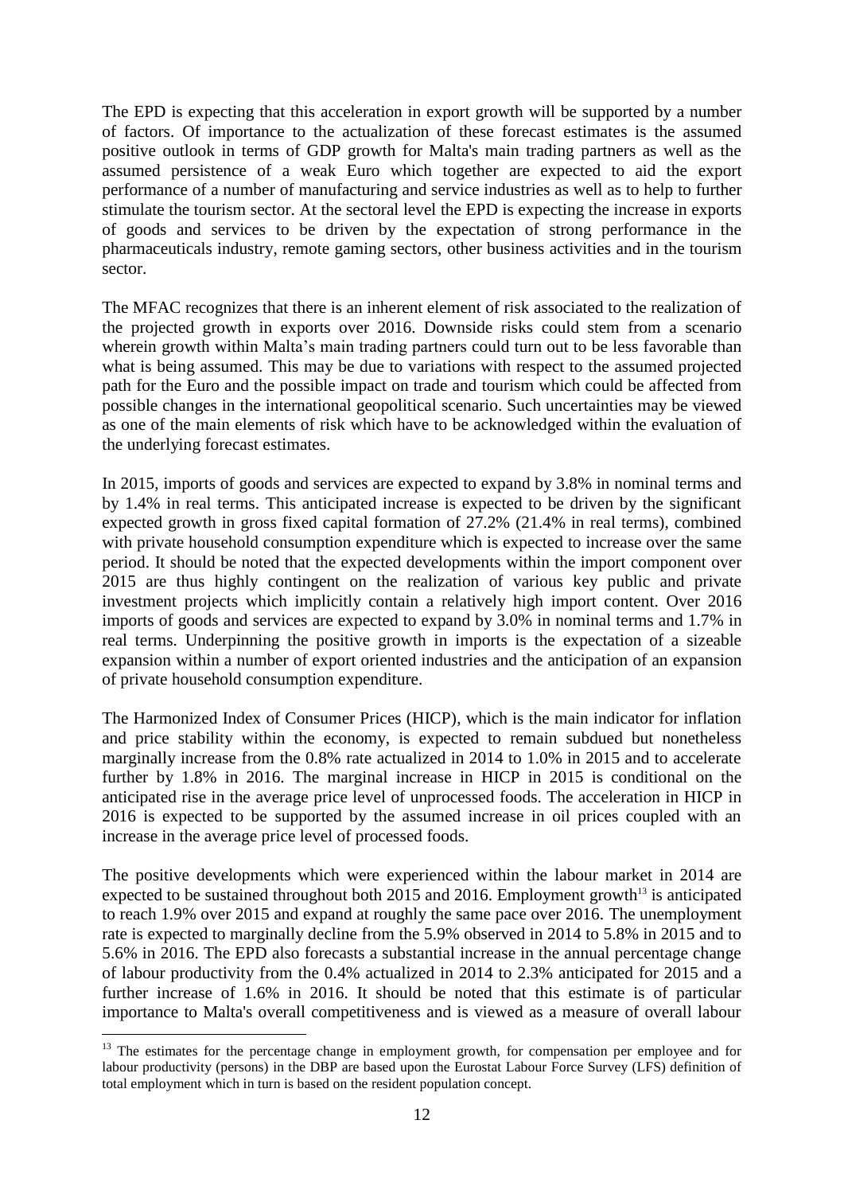The EPD is expecting that this acceleration in export growth will be supported by a number of factors. Of importance to the actualization of these forecast estimates is the assumed positive outlook in terms of GDP growth for Malta's main trading partners as well as the assumed persistence of a weak Euro which together are expected to aid the export performance of a number of manufacturing and service industries as well as to help to further stimulate the tourism sector. At the sectoral level the EPD is expecting the increase in exports of goods and services to be driven by the expectation of strong performance in the pharmaceuticals industry, remote gaming sectors, other business activities and in the tourism sector.

The MFAC recognizes that there is an inherent element of risk associated to the realization of the projected growth in exports over 2016. Downside risks could stem from a scenario wherein growth within Malta's main trading partners could turn out to be less favorable than what is being assumed. This may be due to variations with respect to the assumed projected path for the Euro and the possible impact on trade and tourism which could be affected from possible changes in the international geopolitical scenario. Such uncertainties may be viewed as one of the main elements of risk which have to be acknowledged within the evaluation of the underlying forecast estimates.

In 2015, imports of goods and services are expected to expand by 3.8% in nominal terms and by 1.4% in real terms. This anticipated increase is expected to be driven by the significant expected growth in gross fixed capital formation of 27.2% (21.4% in real terms), combined with private household consumption expenditure which is expected to increase over the same period. It should be noted that the expected developments within the import component over 2015 are thus highly contingent on the realization of various key public and private investment projects which implicitly contain a relatively high import content. Over 2016 imports of goods and services are expected to expand by 3.0% in nominal terms and 1.7% in real terms. Underpinning the positive growth in imports is the expectation of a sizeable expansion within a number of export oriented industries and the anticipation of an expansion of private household consumption expenditure.

The Harmonized Index of Consumer Prices (HICP), which is the main indicator for inflation and price stability within the economy, is expected to remain subdued but nonetheless marginally increase from the 0.8% rate actualized in 2014 to 1.0% in 2015 and to accelerate further by 1.8% in 2016. The marginal increase in HICP in 2015 is conditional on the anticipated rise in the average price level of unprocessed foods. The acceleration in HICP in 2016 is expected to be supported by the assumed increase in oil prices coupled with an increase in the average price level of processed foods.

The positive developments which were experienced within the labour market in 2014 are expected to be sustained throughout both 2015 and 2016. Employment growth[13] is anticipated to reach 1.9% over 2015 and expand at roughly the same pace over 2016. The unemployment rate is expected to marginally decline from the 5.9% observed in 2014 to 5.8% in 2015 and to 5.6% in 2016. The EPD also forecasts a substantial increase in the annual percentage change of labour productivity from the 0.4% actualized in 2014 to 2.3% anticipated for 2015 and a further increase of 1.6% in 2016. It should be noted that this estimate is of particular importance to Malta's overall competitiveness and is viewed as a measure of overall labour

[13] The estimates for the percentage change in employment growth, for compensation per employee and for labour productivity (persons) in the DBP are based upon the Eurostat Labour Force Survey (LFS) definition of total employment which in turn is based on the resident population concept.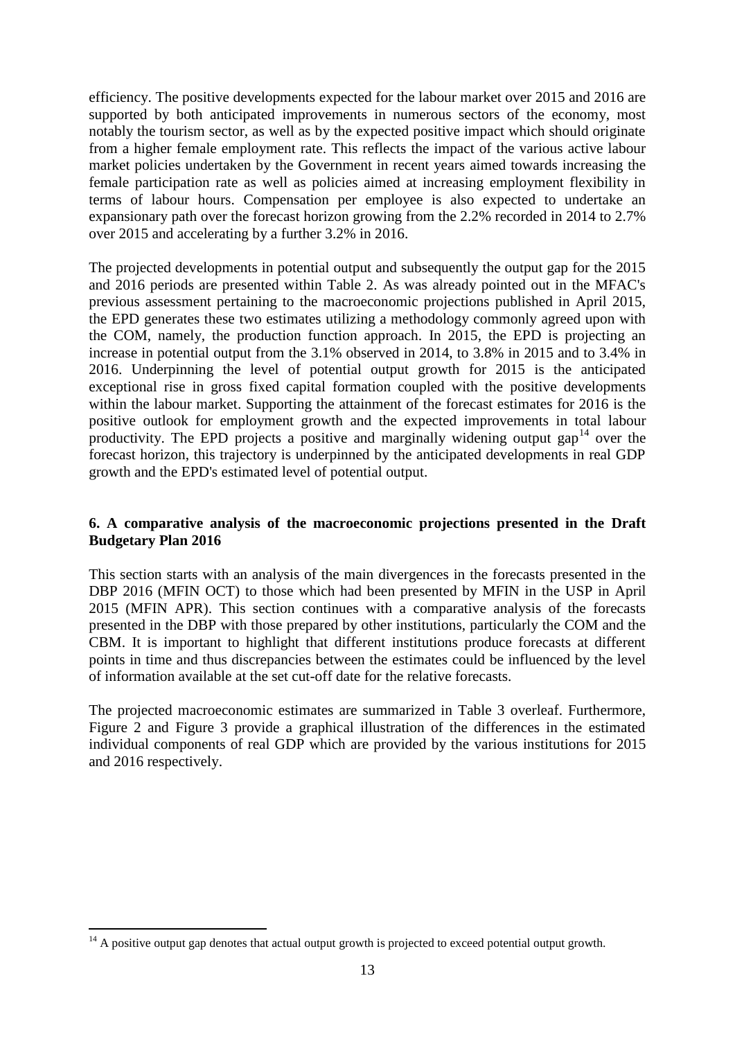efficiency. The positive developments expected for the labour market over 2015 and 2016 are supported by both anticipated improvements in numerous sectors of the economy, most notably the tourism sector, as well as by the expected positive impact which should originate from a higher female employment rate. This reflects the impact of the various active labour market policies undertaken by the Government in recent years aimed towards increasing the female participation rate as well as policies aimed at increasing employment flexibility in terms of labour hours. Compensation per employee is also expected to undertake an expansionary path over the forecast horizon growing from the 2.2% recorded in 2014 to 2.7% over 2015 and accelerating by a further 3.2% in 2016.

The projected developments in potential output and subsequently the output gap for the 2015 and 2016 periods are presented within Table 2. As was already pointed out in the MFAC's previous assessment pertaining to the macroeconomic projections published in April 2015, the EPD generates these two estimates utilizing a methodology commonly agreed upon with the COM, namely, the production function approach. In 2015, the EPD is projecting an increase in potential output from the 3.1% observed in 2014, to 3.8% in 2015 and to 3.4% in 2016. Underpinning the level of potential output growth for 2015 is the anticipated exceptional rise in gross fixed capital formation coupled with the positive developments within the labour market. Supporting the attainment of the forecast estimates for 2016 is the positive outlook for employment growth and the expected improvements in total labour productivity. The EPD projects a positive and marginally widening output gap[14] over the forecast horizon, this trajectory is underpinned by the anticipated developments in real GDP growth and the EPD's estimated level of potential output.

## 6. A comparative analysis of the macroeconomic projections presented in the Draft Budgetary Plan 2016

This section starts with an analysis of the main divergences in the forecasts presented in the DBP 2016 (MFIN OCT) to those which had been presented by MFIN in the USP in April 2015 (MFIN APR). This section continues with a comparative analysis of the forecasts presented in the DBP with those prepared by other institutions, particularly the COM and the CBM. It is important to highlight that different institutions produce forecasts at different points in time and thus discrepancies between the estimates could be influenced by the level of information available at the set cut-off date for the relative forecasts.

The projected macroeconomic estimates are summarized in Table 3 overleaf. Furthermore, Figure 2 and Figure 3 provide a graphical illustration of the differences in the estimated individual components of real GDP which are provided by the various institutions for 2015 and 2016 respectively.

[14] A positive output gap denotes that actual output growth is projected to exceed potential output growth.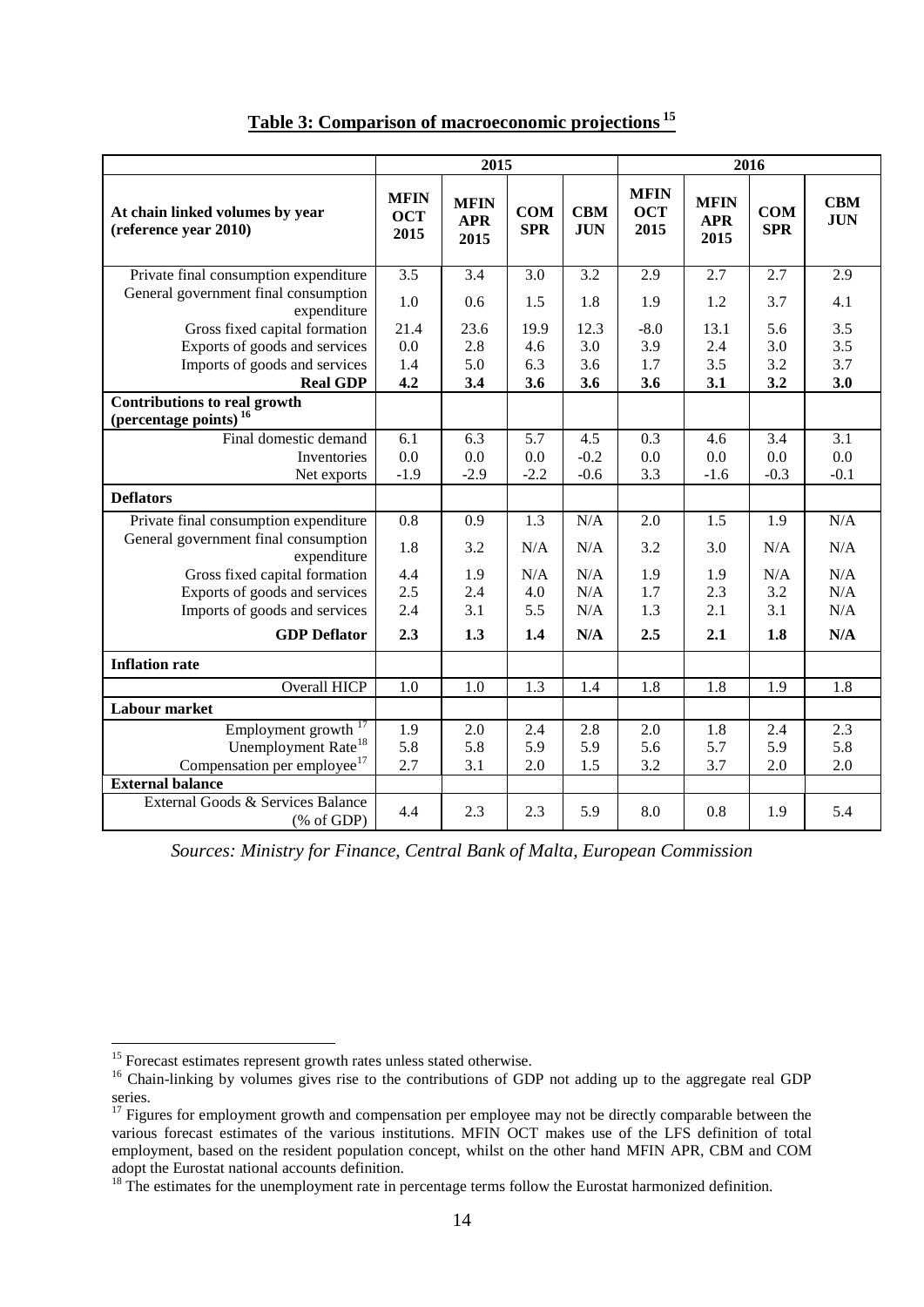## Table 3: Comparison of macroeconomic projections [15]

| | 2015 | | | | 2016 | | | |
|---|---|---|---|---|---|---|---|---|
| **At chain linked volumes by year (reference year 2010)** | **MFIN OCT 2015** | **MFIN APR 2015** | **COM SPR** | **CBM JUN** | **MFIN OCT 2015** | **MFIN APR 2015** | **COM SPR** | **CBM JUN** |
| Private final consumption expenditure | 3.5 | 3.4 | 3.0 | 3.2 | 2.9 | 2.7 | 2.7 | 2.9 |
| General government final consumption expenditure | 1.0 | 0.6 | 1.5 | 1.8 | 1.9 | 1.2 | 3.7 | 4.1 |
| Gross fixed capital formation | 21.4 | 23.6 | 19.9 | 12.3 | -8.0 | 13.1 | 5.6 | 3.5 |
| Exports of goods and services | 0.0 | 2.8 | 4.6 | 3.0 | 3.9 | 2.4 | 3.0 | 3.5 |
| Imports of goods and services | 1.4 | 5.0 | 6.3 | 3.6 | 1.7 | 3.5 | 3.2 | 3.7 |
| **Real GDP** | **4.2** | **3.4** | **3.6** | **3.6** | **3.6** | **3.1** | **3.2** | **3.0** |
| **Contributions to real growth (percentage points)** [16] | | | | | | | | |
| Final domestic demand | 6.1 | 6.3 | 5.7 | 4.5 | 0.3 | 4.6 | 3.4 | 3.1 |
| Inventories | 0.0 | 0.0 | 0.0 | -0.2 | 0.0 | 0.0 | 0.0 | 0.0 |
| Net exports | -1.9 | -2.9 | -2.2 | -0.6 | 3.3 | -1.6 | -0.3 | -0.1 |
| **Deflators** | | | | | | | | |
| Private final consumption expenditure | 0.8 | 0.9 | 1.3 | N/A | 2.0 | 1.5 | 1.9 | N/A |
| General government final consumption expenditure | 1.8 | 3.2 | N/A | N/A | 3.2 | 3.0 | N/A | N/A |
| Gross fixed capital formation | 4.4 | 1.9 | N/A | N/A | 1.9 | 1.9 | N/A | N/A |
| Exports of goods and services | 2.5 | 2.4 | 4.0 | N/A | 1.7 | 2.3 | 3.2 | N/A |
| Imports of goods and services | 2.4 | 3.1 | 5.5 | N/A | 1.3 | 2.1 | 3.1 | N/A |
| **GDP Deflator** | **2.3** | **1.3** | **1.4** | **N/A** | **2.5** | **2.1** | **1.8** | **N/A** |
| **Inflation rate** | | | | | | | | |
| Overall HICP | 1.0 | 1.0 | 1.3 | 1.4 | 1.8 | 1.8 | 1.9 | 1.8 |
| **Labour market** | | | | | | | | |
| Employment growth [17] | 1.9 | 2.0 | 2.4 | 2.8 | 2.0 | 1.8 | 2.4 | 2.3 |
| Unemployment Rate[18] | 5.8 | 5.8 | 5.9 | 5.9 | 5.6 | 5.7 | 5.9 | 5.8 |
| Compensation per employee[17] | 2.7 | 3.1 | 2.0 | 1.5 | 3.2 | 3.7 | 2.0 | 2.0 |
| **External balance** | | | | | | | | |
| External Goods & Services Balance (% of GDP) | 4.4 | 2.3 | 2.3 | 5.9 | 8.0 | 0.8 | 1.9 | 5.4 |

*Sources: Ministry for Finance, Central Bank of Malta, European Commission*

[15] Forecast estimates represent growth rates unless stated otherwise.

[16] Chain-linking by volumes gives rise to the contributions of GDP not adding up to the aggregate real GDP series.

[17] Figures for employment growth and compensation per employee may not be directly comparable between the various forecast estimates of the various institutions. MFIN OCT makes use of the LFS definition of total employment, based on the resident population concept, whilst on the other hand MFIN APR, CBM and COM adopt the Eurostat national accounts definition.

[18] The estimates for the unemployment rate in percentage terms follow the Eurostat harmonized definition.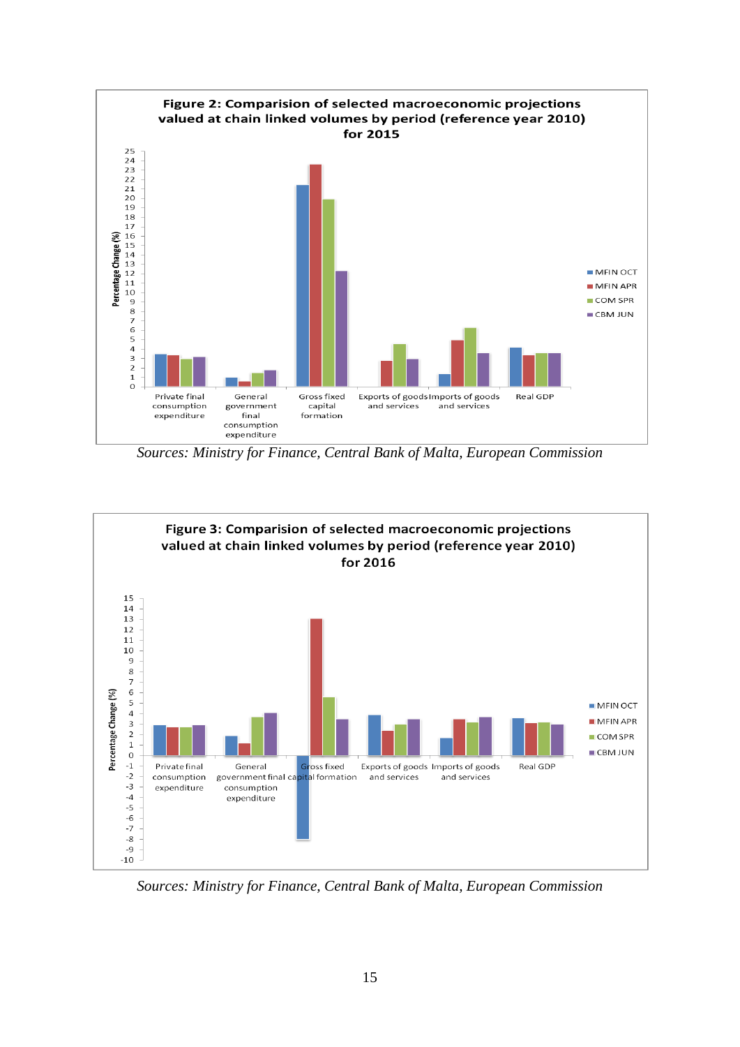**Figure 2: Comparision of selected macroeconomic projections valued at chain linked volumes by period (reference year 2010) for 2015**

*Sources: Ministry for Finance, Central Bank of Malta, European Commission*

**Figure 3: Comparision of selected macroeconomic projections valued at chain linked volumes by period (reference year 2010) for 2016**

*Sources: Ministry for Finance, Central Bank of Malta, European Commission*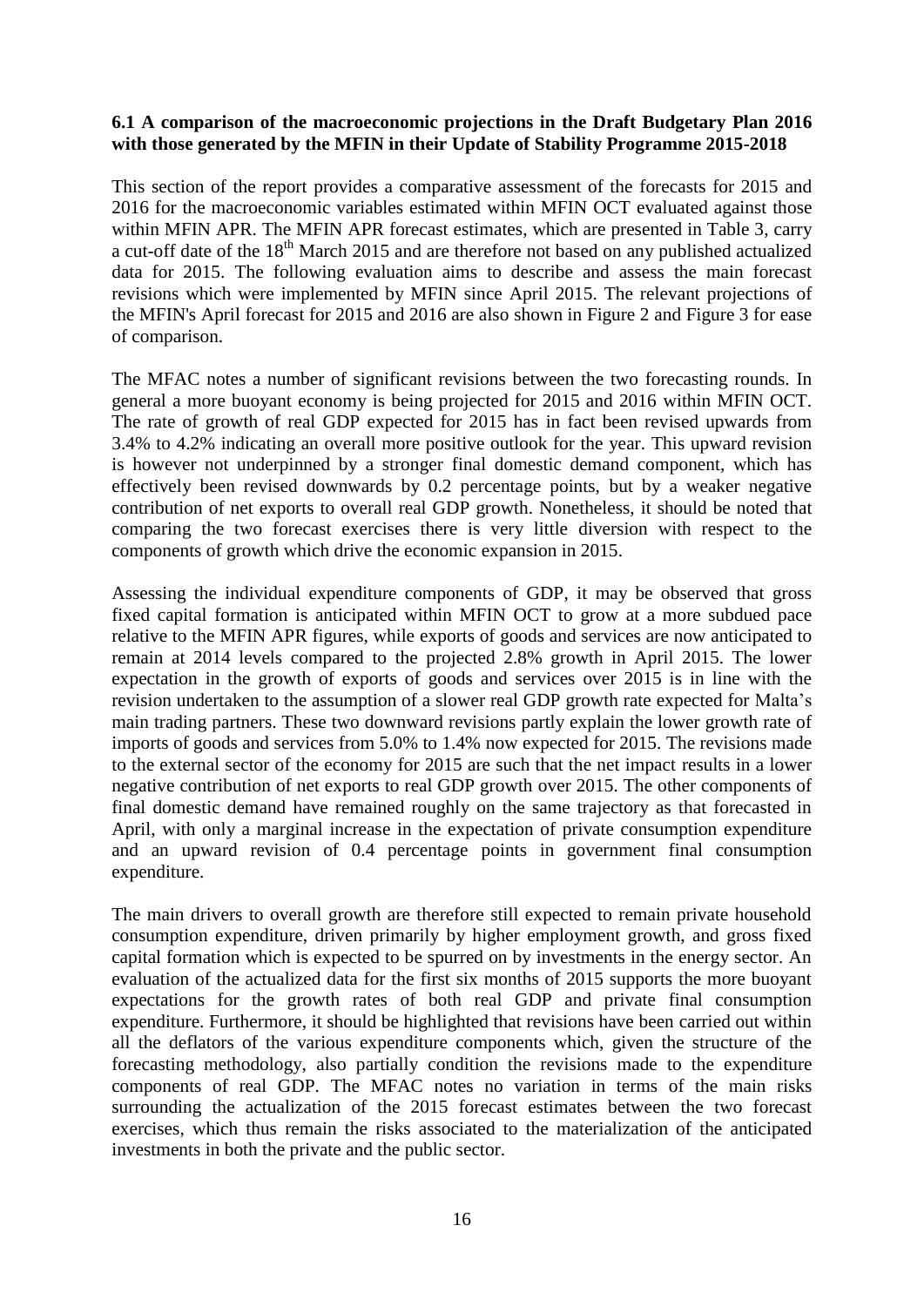### 6.1 A comparison of the macroeconomic projections in the Draft Budgetary Plan 2016 with those generated by the MFIN in their Update of Stability Programme 2015-2018

This section of the report provides a comparative assessment of the forecasts for 2015 and 2016 for the macroeconomic variables estimated within MFIN OCT evaluated against those within MFIN APR. The MFIN APR forecast estimates, which are presented in Table 3, carry a cut-off date of the 18th March 2015 and are therefore not based on any published actualized data for 2015. The following evaluation aims to describe and assess the main forecast revisions which were implemented by MFIN since April 2015. The relevant projections of the MFIN's April forecast for 2015 and 2016 are also shown in Figure 2 and Figure 3 for ease of comparison.

The MFAC notes a number of significant revisions between the two forecasting rounds. In general a more buoyant economy is being projected for 2015 and 2016 within MFIN OCT. The rate of growth of real GDP expected for 2015 has in fact been revised upwards from 3.4% to 4.2% indicating an overall more positive outlook for the year. This upward revision is however not underpinned by a stronger final domestic demand component, which has effectively been revised downwards by 0.2 percentage points, but by a weaker negative contribution of net exports to overall real GDP growth. Nonetheless, it should be noted that comparing the two forecast exercises there is very little diversion with respect to the components of growth which drive the economic expansion in 2015.

Assessing the individual expenditure components of GDP, it may be observed that gross fixed capital formation is anticipated within MFIN OCT to grow at a more subdued pace relative to the MFIN APR figures, while exports of goods and services are now anticipated to remain at 2014 levels compared to the projected 2.8% growth in April 2015. The lower expectation in the growth of exports of goods and services over 2015 is in line with the revision undertaken to the assumption of a slower real GDP growth rate expected for Malta's main trading partners. These two downward revisions partly explain the lower growth rate of imports of goods and services from 5.0% to 1.4% now expected for 2015. The revisions made to the external sector of the economy for 2015 are such that the net impact results in a lower negative contribution of net exports to real GDP growth over 2015. The other components of final domestic demand have remained roughly on the same trajectory as that forecasted in April, with only a marginal increase in the expectation of private consumption expenditure and an upward revision of 0.4 percentage points in government final consumption expenditure.

The main drivers to overall growth are therefore still expected to remain private household consumption expenditure, driven primarily by higher employment growth, and gross fixed capital formation which is expected to be spurred on by investments in the energy sector. An evaluation of the actualized data for the first six months of 2015 supports the more buoyant expectations for the growth rates of both real GDP and private final consumption expenditure. Furthermore, it should be highlighted that revisions have been carried out within all the deflators of the various expenditure components which, given the structure of the forecasting methodology, also partially condition the revisions made to the expenditure components of real GDP. The MFAC notes no variation in terms of the main risks surrounding the actualization of the 2015 forecast estimates between the two forecast exercises, which thus remain the risks associated to the materialization of the anticipated investments in both the private and the public sector.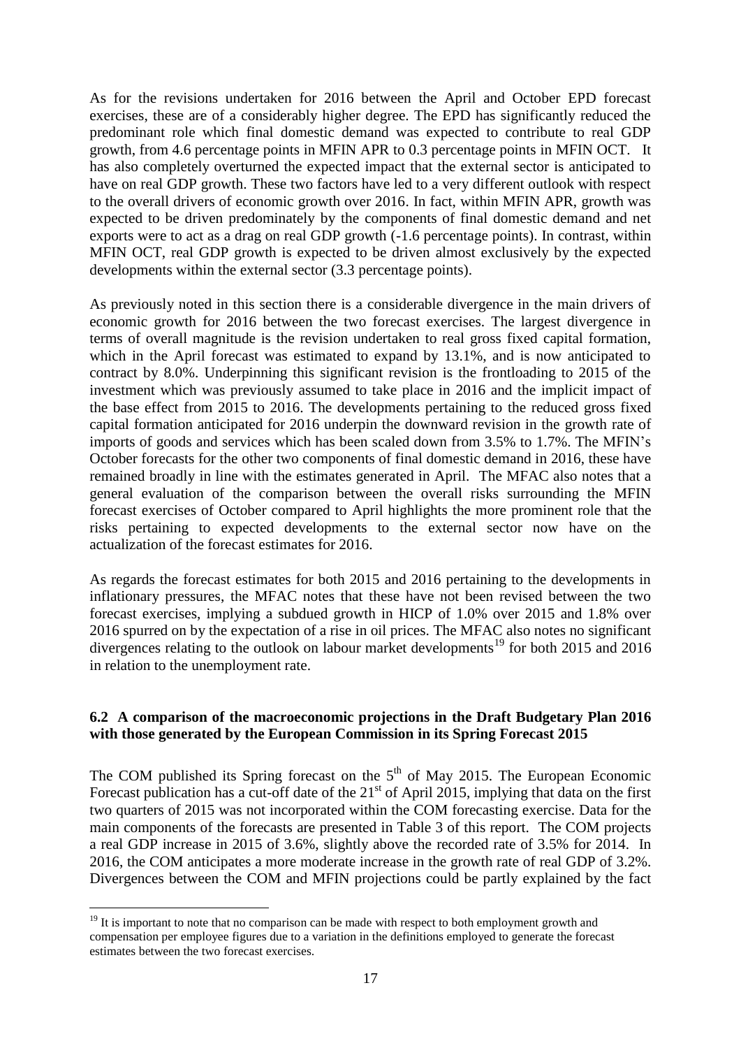As for the revisions undertaken for 2016 between the April and October EPD forecast exercises, these are of a considerably higher degree. The EPD has significantly reduced the predominant role which final domestic demand was expected to contribute to real GDP growth, from 4.6 percentage points in MFIN APR to 0.3 percentage points in MFIN OCT. It has also completely overturned the expected impact that the external sector is anticipated to have on real GDP growth. These two factors have led to a very different outlook with respect to the overall drivers of economic growth over 2016. In fact, within MFIN APR, growth was expected to be driven predominately by the components of final domestic demand and net exports were to act as a drag on real GDP growth (-1.6 percentage points). In contrast, within MFIN OCT, real GDP growth is expected to be driven almost exclusively by the expected developments within the external sector (3.3 percentage points).

As previously noted in this section there is a considerable divergence in the main drivers of economic growth for 2016 between the two forecast exercises. The largest divergence in terms of overall magnitude is the revision undertaken to real gross fixed capital formation, which in the April forecast was estimated to expand by 13.1%, and is now anticipated to contract by 8.0%. Underpinning this significant revision is the frontloading to 2015 of the investment which was previously assumed to take place in 2016 and the implicit impact of the base effect from 2015 to 2016. The developments pertaining to the reduced gross fixed capital formation anticipated for 2016 underpin the downward revision in the growth rate of imports of goods and services which has been scaled down from 3.5% to 1.7%. The MFIN's October forecasts for the other two components of final domestic demand in 2016, these have remained broadly in line with the estimates generated in April. The MFAC also notes that a general evaluation of the comparison between the overall risks surrounding the MFIN forecast exercises of October compared to April highlights the more prominent role that the risks pertaining to expected developments to the external sector now have on the actualization of the forecast estimates for 2016.

As regards the forecast estimates for both 2015 and 2016 pertaining to the developments in inflationary pressures, the MFAC notes that these have not been revised between the two forecast exercises, implying a subdued growth in HICP of 1.0% over 2015 and 1.8% over 2016 spurred on by the expectation of a rise in oil prices. The MFAC also notes no significant divergences relating to the outlook on labour market developments[19] for both 2015 and 2016 in relation to the unemployment rate.

### 6.2 A comparison of the macroeconomic projections in the Draft Budgetary Plan 2016 with those generated by the European Commission in its Spring Forecast 2015

The COM published its Spring forecast on the 5th of May 2015. The European Economic Forecast publication has a cut-off date of the 21st of April 2015, implying that data on the first two quarters of 2015 was not incorporated within the COM forecasting exercise. Data for the main components of the forecasts are presented in Table 3 of this report. The COM projects a real GDP increase in 2015 of 3.6%, slightly above the recorded rate of 3.5% for 2014. In 2016, the COM anticipates a more moderate increase in the growth rate of real GDP of 3.2%. Divergences between the COM and MFIN projections could be partly explained by the fact

[19] It is important to note that no comparison can be made with respect to both employment growth and compensation per employee figures due to a variation in the definitions employed to generate the forecast estimates between the two forecast exercises.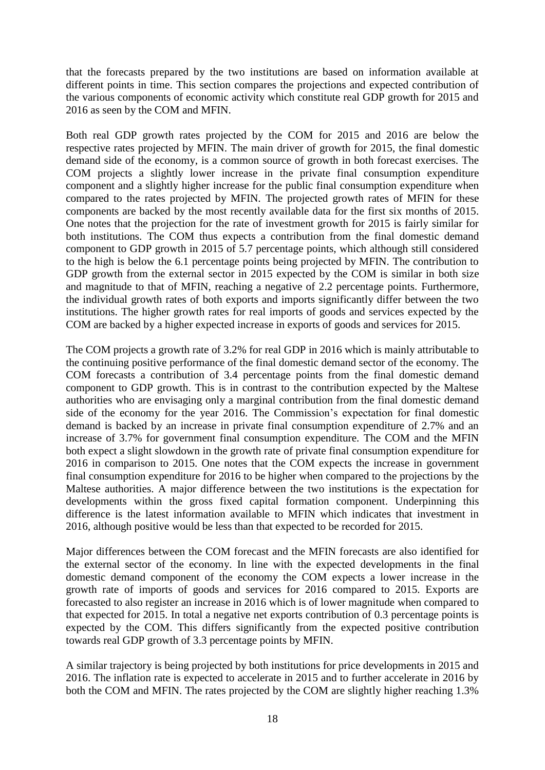that the forecasts prepared by the two institutions are based on information available at different points in time. This section compares the projections and expected contribution of the various components of economic activity which constitute real GDP growth for 2015 and 2016 as seen by the COM and MFIN.

Both real GDP growth rates projected by the COM for 2015 and 2016 are below the respective rates projected by MFIN. The main driver of growth for 2015, the final domestic demand side of the economy, is a common source of growth in both forecast exercises. The COM projects a slightly lower increase in the private final consumption expenditure component and a slightly higher increase for the public final consumption expenditure when compared to the rates projected by MFIN. The projected growth rates of MFIN for these components are backed by the most recently available data for the first six months of 2015. One notes that the projection for the rate of investment growth for 2015 is fairly similar for both institutions. The COM thus expects a contribution from the final domestic demand component to GDP growth in 2015 of 5.7 percentage points, which although still considered to the high is below the 6.1 percentage points being projected by MFIN. The contribution to GDP growth from the external sector in 2015 expected by the COM is similar in both size and magnitude to that of MFIN, reaching a negative of 2.2 percentage points. Furthermore, the individual growth rates of both exports and imports significantly differ between the two institutions. The higher growth rates for real imports of goods and services expected by the COM are backed by a higher expected increase in exports of goods and services for 2015.

The COM projects a growth rate of 3.2% for real GDP in 2016 which is mainly attributable to the continuing positive performance of the final domestic demand sector of the economy. The COM forecasts a contribution of 3.4 percentage points from the final domestic demand component to GDP growth. This is in contrast to the contribution expected by the Maltese authorities who are envisaging only a marginal contribution from the final domestic demand side of the economy for the year 2016. The Commission's expectation for final domestic demand is backed by an increase in private final consumption expenditure of 2.7% and an increase of 3.7% for government final consumption expenditure. The COM and the MFIN both expect a slight slowdown in the growth rate of private final consumption expenditure for 2016 in comparison to 2015. One notes that the COM expects the increase in government final consumption expenditure for 2016 to be higher when compared to the projections by the Maltese authorities. A major difference between the two institutions is the expectation for developments within the gross fixed capital formation component. Underpinning this difference is the latest information available to MFIN which indicates that investment in 2016, although positive would be less than that expected to be recorded for 2015.

Major differences between the COM forecast and the MFIN forecasts are also identified for the external sector of the economy. In line with the expected developments in the final domestic demand component of the economy the COM expects a lower increase in the growth rate of imports of goods and services for 2016 compared to 2015. Exports are forecasted to also register an increase in 2016 which is of lower magnitude when compared to that expected for 2015. In total a negative net exports contribution of 0.3 percentage points is expected by the COM. This differs significantly from the expected positive contribution towards real GDP growth of 3.3 percentage points by MFIN.

A similar trajectory is being projected by both institutions for price developments in 2015 and 2016. The inflation rate is expected to accelerate in 2015 and to further accelerate in 2016 by both the COM and MFIN. The rates projected by the COM are slightly higher reaching 1.3%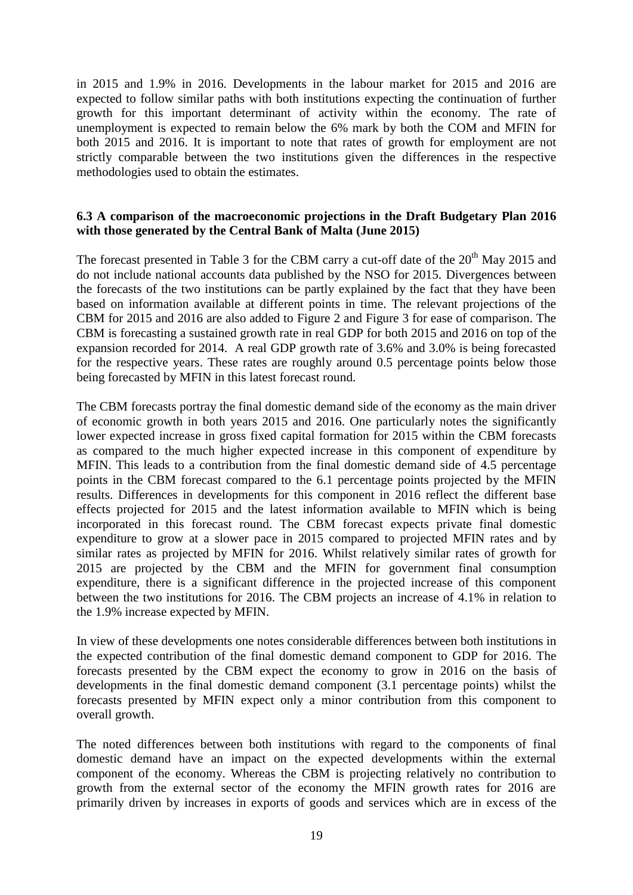in 2015 and 1.9% in 2016. Developments in the labour market for 2015 and 2016 are expected to follow similar paths with both institutions expecting the continuation of further growth for this important determinant of activity within the economy. The rate of unemployment is expected to remain below the 6% mark by both the COM and MFIN for both 2015 and 2016. It is important to note that rates of growth for employment are not strictly comparable between the two institutions given the differences in the respective methodologies used to obtain the estimates.

### 6.3 A comparison of the macroeconomic projections in the Draft Budgetary Plan 2016 with those generated by the Central Bank of Malta (June 2015)

The forecast presented in Table 3 for the CBM carry a cut-off date of the 20th May 2015 and do not include national accounts data published by the NSO for 2015. Divergences between the forecasts of the two institutions can be partly explained by the fact that they have been based on information available at different points in time. The relevant projections of the CBM for 2015 and 2016 are also added to Figure 2 and Figure 3 for ease of comparison. The CBM is forecasting a sustained growth rate in real GDP for both 2015 and 2016 on top of the expansion recorded for 2014. A real GDP growth rate of 3.6% and 3.0% is being forecasted for the respective years. These rates are roughly around 0.5 percentage points below those being forecasted by MFIN in this latest forecast round.

The CBM forecasts portray the final domestic demand side of the economy as the main driver of economic growth in both years 2015 and 2016. One particularly notes the significantly lower expected increase in gross fixed capital formation for 2015 within the CBM forecasts as compared to the much higher expected increase in this component of expenditure by MFIN. This leads to a contribution from the final domestic demand side of 4.5 percentage points in the CBM forecast compared to the 6.1 percentage points projected by the MFIN results. Differences in developments for this component in 2016 reflect the different base effects projected for 2015 and the latest information available to MFIN which is being incorporated in this forecast round. The CBM forecast expects private final domestic expenditure to grow at a slower pace in 2015 compared to projected MFIN rates and by similar rates as projected by MFIN for 2016. Whilst relatively similar rates of growth for 2015 are projected by the CBM and the MFIN for government final consumption expenditure, there is a significant difference in the projected increase of this component between the two institutions for 2016. The CBM projects an increase of 4.1% in relation to the 1.9% increase expected by MFIN.

In view of these developments one notes considerable differences between both institutions in the expected contribution of the final domestic demand component to GDP for 2016. The forecasts presented by the CBM expect the economy to grow in 2016 on the basis of developments in the final domestic demand component (3.1 percentage points) whilst the forecasts presented by MFIN expect only a minor contribution from this component to overall growth.

The noted differences between both institutions with regard to the components of final domestic demand have an impact on the expected developments within the external component of the economy. Whereas the CBM is projecting relatively no contribution to growth from the external sector of the economy the MFIN growth rates for 2016 are primarily driven by increases in exports of goods and services which are in excess of the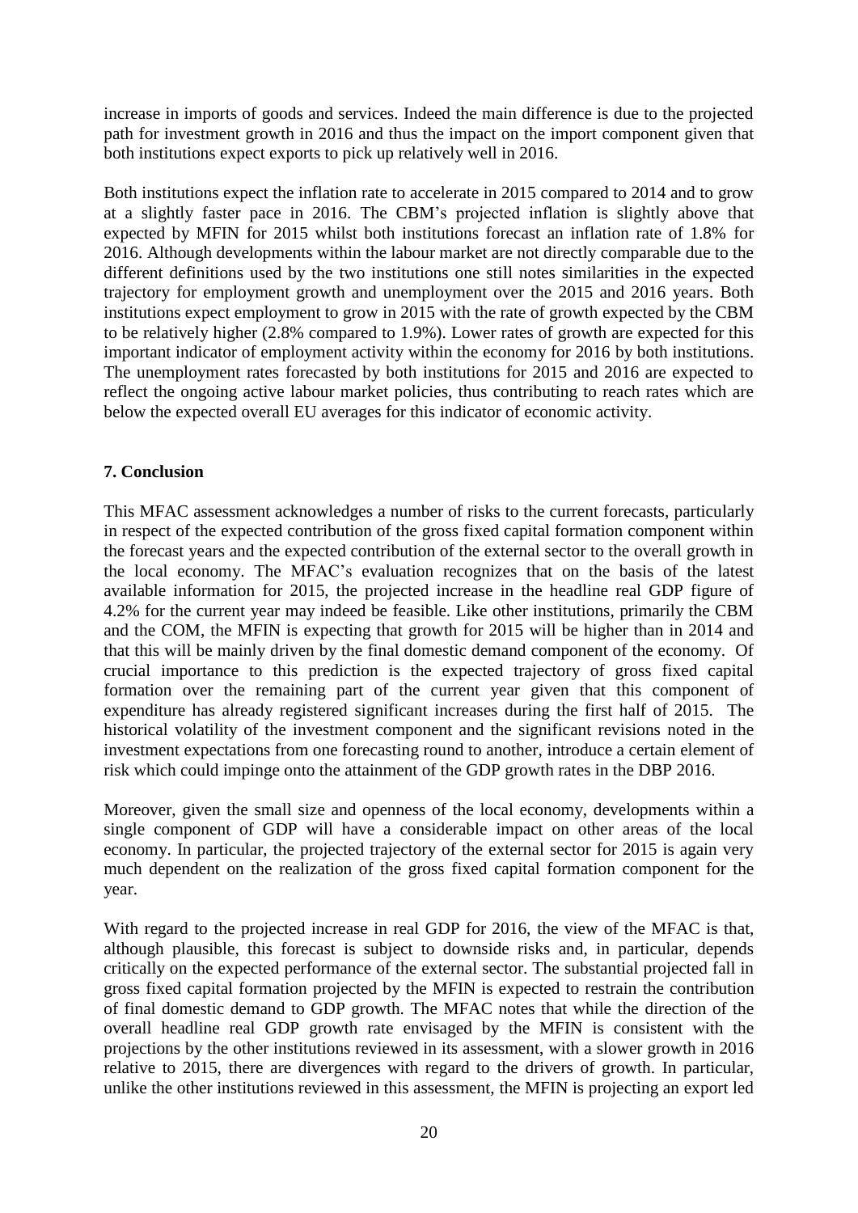increase in imports of goods and services. Indeed the main difference is due to the projected path for investment growth in 2016 and thus the impact on the import component given that both institutions expect exports to pick up relatively well in 2016.

Both institutions expect the inflation rate to accelerate in 2015 compared to 2014 and to grow at a slightly faster pace in 2016. The CBM's projected inflation is slightly above that expected by MFIN for 2015 whilst both institutions forecast an inflation rate of 1.8% for 2016. Although developments within the labour market are not directly comparable due to the different definitions used by the two institutions one still notes similarities in the expected trajectory for employment growth and unemployment over the 2015 and 2016 years. Both institutions expect employment to grow in 2015 with the rate of growth expected by the CBM to be relatively higher (2.8% compared to 1.9%). Lower rates of growth are expected for this important indicator of employment activity within the economy for 2016 by both institutions. The unemployment rates forecasted by both institutions for 2015 and 2016 are expected to reflect the ongoing active labour market policies, thus contributing to reach rates which are below the expected overall EU averages for this indicator of economic activity.

## 7. Conclusion

This MFAC assessment acknowledges a number of risks to the current forecasts, particularly in respect of the expected contribution of the gross fixed capital formation component within the forecast years and the expected contribution of the external sector to the overall growth in the local economy. The MFAC's evaluation recognizes that on the basis of the latest available information for 2015, the projected increase in the headline real GDP figure of 4.2% for the current year may indeed be feasible. Like other institutions, primarily the CBM and the COM, the MFIN is expecting that growth for 2015 will be higher than in 2014 and that this will be mainly driven by the final domestic demand component of the economy. Of crucial importance to this prediction is the expected trajectory of gross fixed capital formation over the remaining part of the current year given that this component of expenditure has already registered significant increases during the first half of 2015. The historical volatility of the investment component and the significant revisions noted in the investment expectations from one forecasting round to another, introduce a certain element of risk which could impinge onto the attainment of the GDP growth rates in the DBP 2016.

Moreover, given the small size and openness of the local economy, developments within a single component of GDP will have a considerable impact on other areas of the local economy. In particular, the projected trajectory of the external sector for 2015 is again very much dependent on the realization of the gross fixed capital formation component for the year.

With regard to the projected increase in real GDP for 2016, the view of the MFAC is that, although plausible, this forecast is subject to downside risks and, in particular, depends critically on the expected performance of the external sector. The substantial projected fall in gross fixed capital formation projected by the MFIN is expected to restrain the contribution of final domestic demand to GDP growth. The MFAC notes that while the direction of the overall headline real GDP growth rate envisaged by the MFIN is consistent with the projections by the other institutions reviewed in its assessment, with a slower growth in 2016 relative to 2015, there are divergences with regard to the drivers of growth. In particular, unlike the other institutions reviewed in this assessment, the MFIN is projecting an export led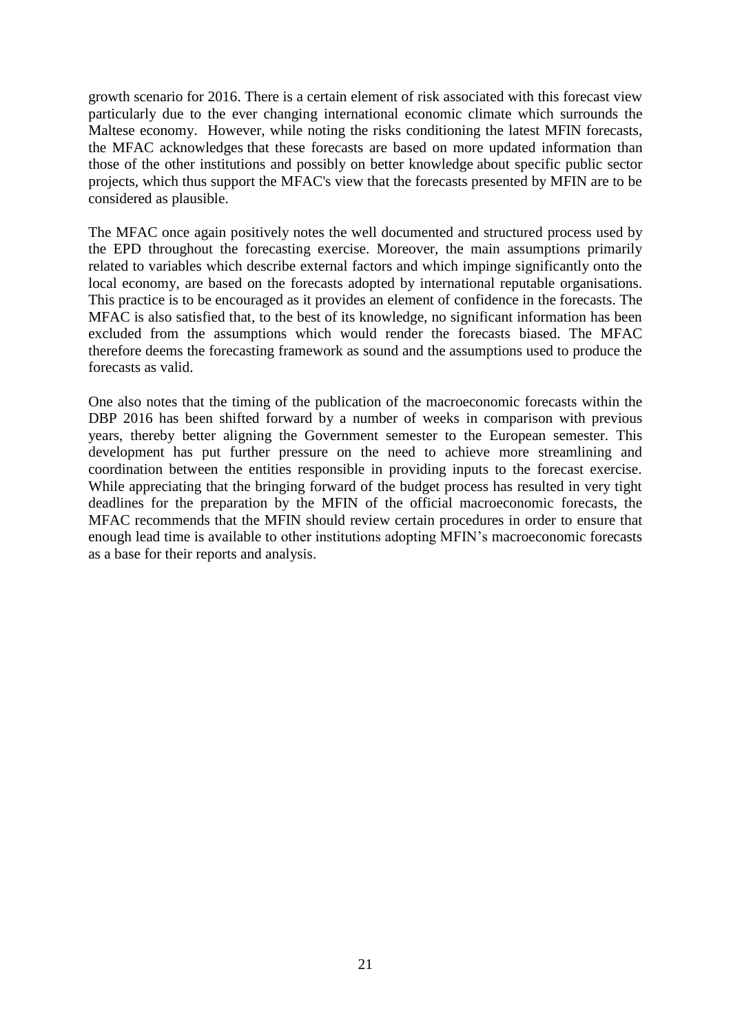growth scenario for 2016. There is a certain element of risk associated with this forecast view particularly due to the ever changing international economic climate which surrounds the Maltese economy. However, while noting the risks conditioning the latest MFIN forecasts, the MFAC acknowledges that these forecasts are based on more updated information than those of the other institutions and possibly on better knowledge about specific public sector projects, which thus support the MFAC's view that the forecasts presented by MFIN are to be considered as plausible.

The MFAC once again positively notes the well documented and structured process used by the EPD throughout the forecasting exercise. Moreover, the main assumptions primarily related to variables which describe external factors and which impinge significantly onto the local economy, are based on the forecasts adopted by international reputable organisations. This practice is to be encouraged as it provides an element of confidence in the forecasts. The MFAC is also satisfied that, to the best of its knowledge, no significant information has been excluded from the assumptions which would render the forecasts biased. The MFAC therefore deems the forecasting framework as sound and the assumptions used to produce the forecasts as valid.

One also notes that the timing of the publication of the macroeconomic forecasts within the DBP 2016 has been shifted forward by a number of weeks in comparison with previous years, thereby better aligning the Government semester to the European semester. This development has put further pressure on the need to achieve more streamlining and coordination between the entities responsible in providing inputs to the forecast exercise. While appreciating that the bringing forward of the budget process has resulted in very tight deadlines for the preparation by the MFIN of the official macroeconomic forecasts, the MFAC recommends that the MFIN should review certain procedures in order to ensure that enough lead time is available to other institutions adopting MFIN's macroeconomic forecasts as a base for their reports and analysis.